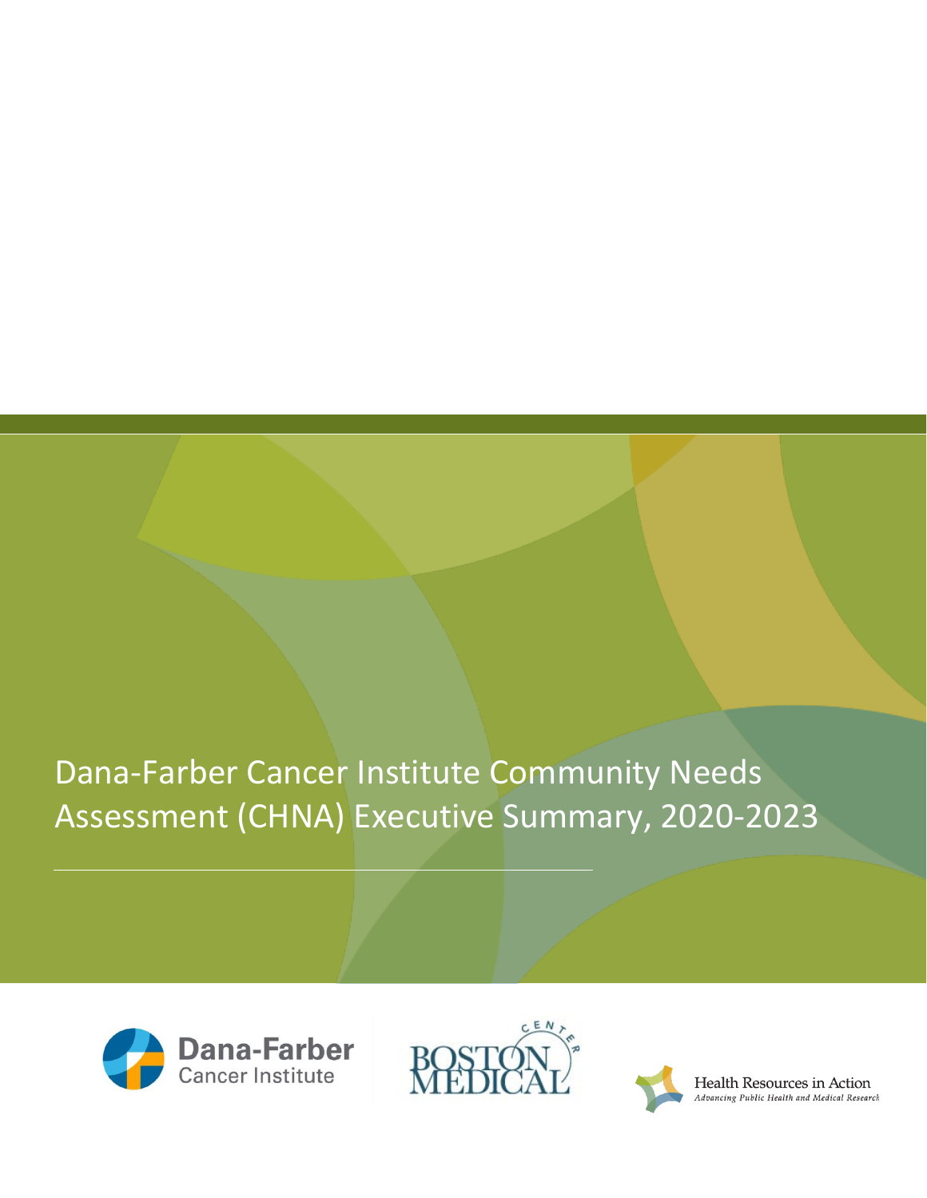# Dana-Farber Cancer Institute Community Needs Assessment (CHNA) Executive Summary, 2020-2023

Dana-Farber Cancer Institute

Boston Medical Center

Health Resources in Action
*Advancing Public Health and Medical Research*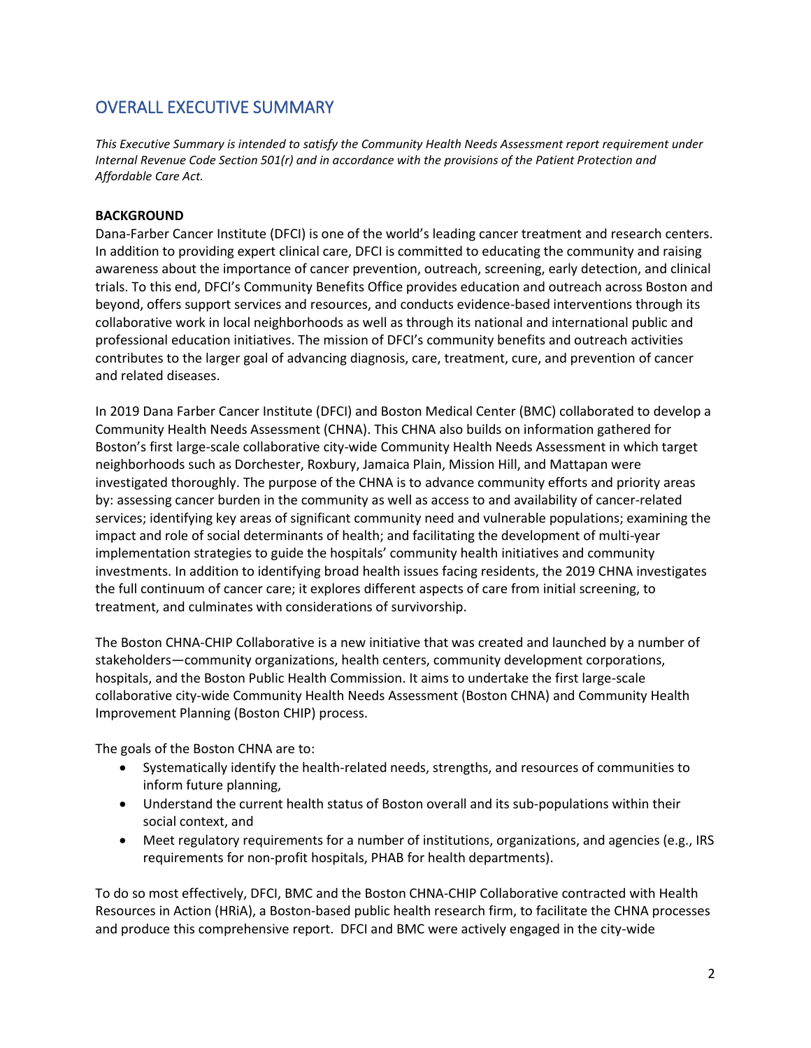# OVERALL EXECUTIVE SUMMARY

*This Executive Summary is intended to satisfy the Community Health Needs Assessment report requirement under Internal Revenue Code Section 501(r) and in accordance with the provisions of the Patient Protection and Affordable Care Act.*

**BACKGROUND**

Dana-Farber Cancer Institute (DFCI) is one of the world's leading cancer treatment and research centers. In addition to providing expert clinical care, DFCI is committed to educating the community and raising awareness about the importance of cancer prevention, outreach, screening, early detection, and clinical trials. To this end, DFCI's Community Benefits Office provides education and outreach across Boston and beyond, offers support services and resources, and conducts evidence-based interventions through its collaborative work in local neighborhoods as well as through its national and international public and professional education initiatives. The mission of DFCI's community benefits and outreach activities contributes to the larger goal of advancing diagnosis, care, treatment, cure, and prevention of cancer and related diseases.

In 2019 Dana Farber Cancer Institute (DFCI) and Boston Medical Center (BMC) collaborated to develop a Community Health Needs Assessment (CHNA). This CHNA also builds on information gathered for Boston's first large-scale collaborative city-wide Community Health Needs Assessment in which target neighborhoods such as Dorchester, Roxbury, Jamaica Plain, Mission Hill, and Mattapan were investigated thoroughly. The purpose of the CHNA is to advance community efforts and priority areas by: assessing cancer burden in the community as well as access to and availability of cancer-related services; identifying key areas of significant community need and vulnerable populations; examining the impact and role of social determinants of health; and facilitating the development of multi-year implementation strategies to guide the hospitals' community health initiatives and community investments. In addition to identifying broad health issues facing residents, the 2019 CHNA investigates the full continuum of cancer care; it explores different aspects of care from initial screening, to treatment, and culminates with considerations of survivorship.

The Boston CHNA-CHIP Collaborative is a new initiative that was created and launched by a number of stakeholders—community organizations, health centers, community development corporations, hospitals, and the Boston Public Health Commission. It aims to undertake the first large-scale collaborative city-wide Community Health Needs Assessment (Boston CHNA) and Community Health Improvement Planning (Boston CHIP) process.

The goals of the Boston CHNA are to:

- Systematically identify the health-related needs, strengths, and resources of communities to inform future planning,
- Understand the current health status of Boston overall and its sub-populations within their social context, and
- Meet regulatory requirements for a number of institutions, organizations, and agencies (e.g., IRS requirements for non-profit hospitals, PHAB for health departments).

To do so most effectively, DFCI, BMC and the Boston CHNA-CHIP Collaborative contracted with Health Resources in Action (HRiA), a Boston-based public health research firm, to facilitate the CHNA processes and produce this comprehensive report. DFCI and BMC were actively engaged in the city-wide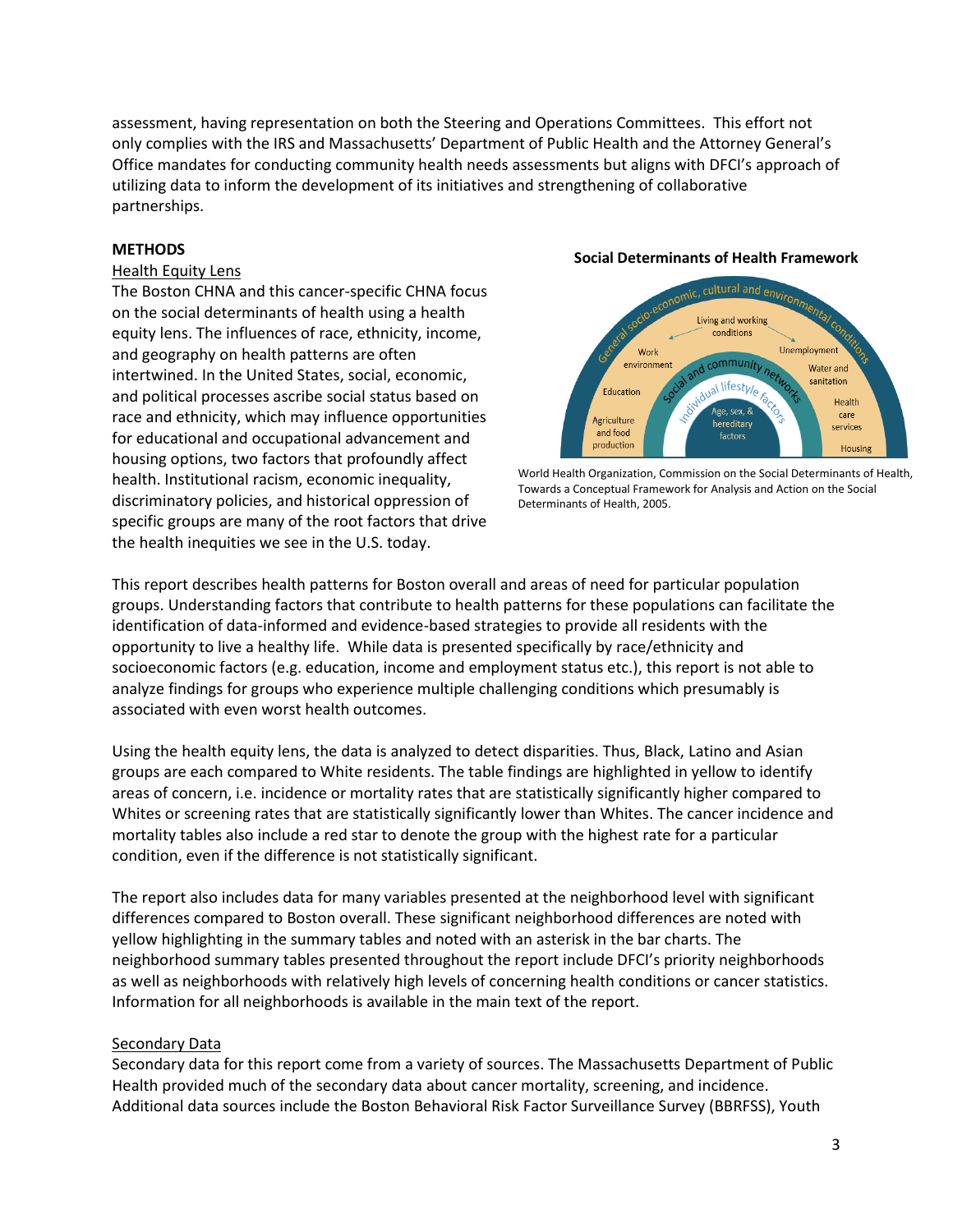assessment, having representation on both the Steering and Operations Committees. This effort not only complies with the IRS and Massachusetts' Department of Public Health and the Attorney General's Office mandates for conducting community health needs assessments but aligns with DFCI's approach of utilizing data to inform the development of its initiatives and strengthening of collaborative partnerships.

**METHODS**

Health Equity Lens

The Boston CHNA and this cancer-specific CHNA focus on the social determinants of health using a health equity lens. The influences of race, ethnicity, income, and geography on health patterns are often intertwined. In the United States, social, economic, and political processes ascribe social status based on race and ethnicity, which may influence opportunities for educational and occupational advancement and housing options, two factors that profoundly affect health. Institutional racism, economic inequality, discriminatory policies, and historical oppression of specific groups are many of the root factors that drive the health inequities we see in the U.S. today.

**Social Determinants of Health Framework**

World Health Organization, Commission on the Social Determinants of Health, Towards a Conceptual Framework for Analysis and Action on the Social Determinants of Health, 2005.

This report describes health patterns for Boston overall and areas of need for particular population groups. Understanding factors that contribute to health patterns for these populations can facilitate the identification of data-informed and evidence-based strategies to provide all residents with the opportunity to live a healthy life. While data is presented specifically by race/ethnicity and socioeconomic factors (e.g. education, income and employment status etc.), this report is not able to analyze findings for groups who experience multiple challenging conditions which presumably is associated with even worst health outcomes.

Using the health equity lens, the data is analyzed to detect disparities. Thus, Black, Latino and Asian groups are each compared to White residents. The table findings are highlighted in yellow to identify areas of concern, i.e. incidence or mortality rates that are statistically significantly higher compared to Whites or screening rates that are statistically significantly lower than Whites. The cancer incidence and mortality tables also include a red star to denote the group with the highest rate for a particular condition, even if the difference is not statistically significant.

The report also includes data for many variables presented at the neighborhood level with significant differences compared to Boston overall. These significant neighborhood differences are noted with yellow highlighting in the summary tables and noted with an asterisk in the bar charts. The neighborhood summary tables presented throughout the report include DFCI's priority neighborhoods as well as neighborhoods with relatively high levels of concerning health conditions or cancer statistics. Information for all neighborhoods is available in the main text of the report.

Secondary Data

Secondary data for this report come from a variety of sources. The Massachusetts Department of Public Health provided much of the secondary data about cancer mortality, screening, and incidence. Additional data sources include the Boston Behavioral Risk Factor Surveillance Survey (BBRFSS), Youth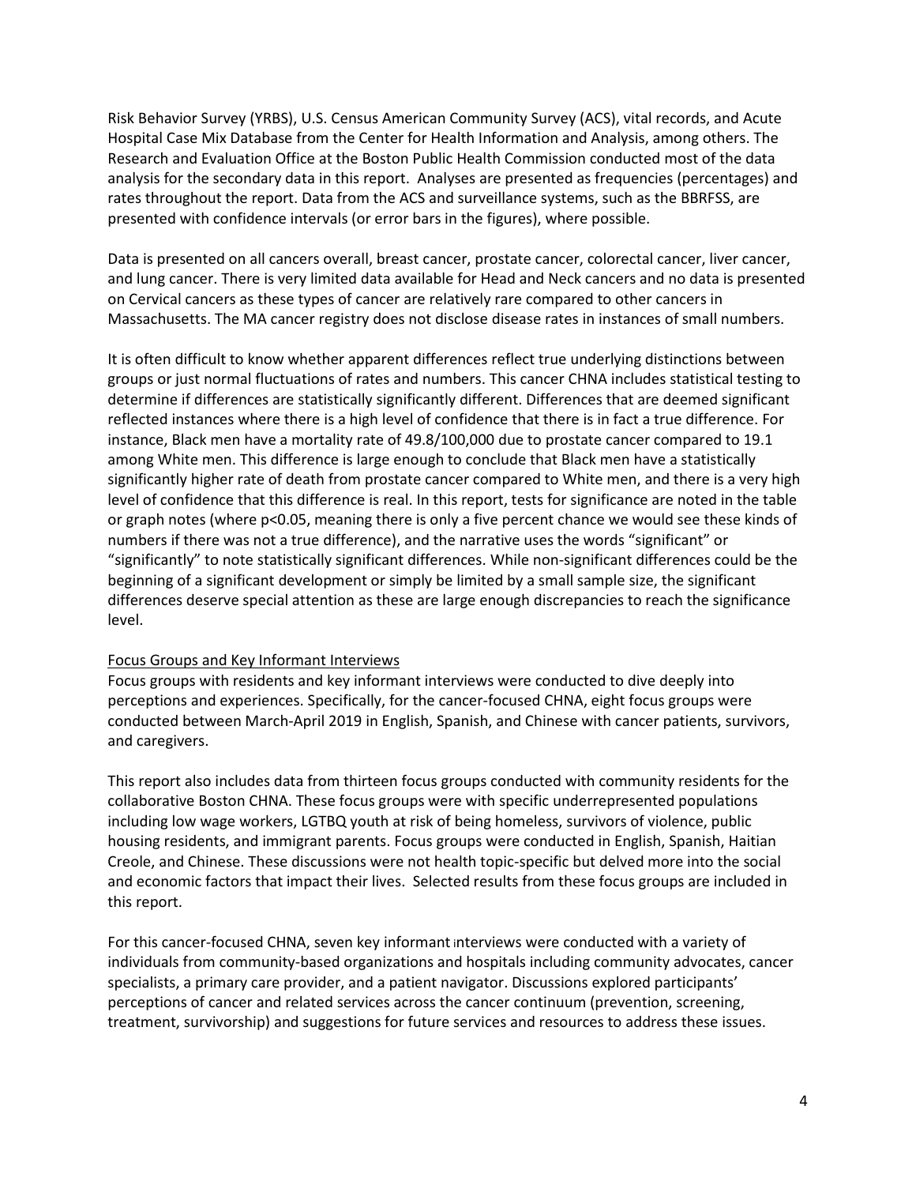Risk Behavior Survey (YRBS), U.S. Census American Community Survey (ACS), vital records, and Acute Hospital Case Mix Database from the Center for Health Information and Analysis, among others. The Research and Evaluation Office at the Boston Public Health Commission conducted most of the data analysis for the secondary data in this report. Analyses are presented as frequencies (percentages) and rates throughout the report. Data from the ACS and surveillance systems, such as the BBRFSS, are presented with confidence intervals (or error bars in the figures), where possible.

Data is presented on all cancers overall, breast cancer, prostate cancer, colorectal cancer, liver cancer, and lung cancer. There is very limited data available for Head and Neck cancers and no data is presented on Cervical cancers as these types of cancer are relatively rare compared to other cancers in Massachusetts. The MA cancer registry does not disclose disease rates in instances of small numbers.

It is often difficult to know whether apparent differences reflect true underlying distinctions between groups or just normal fluctuations of rates and numbers. This cancer CHNA includes statistical testing to determine if differences are statistically significantly different. Differences that are deemed significant reflected instances where there is a high level of confidence that there is in fact a true difference. For instance, Black men have a mortality rate of 49.8/100,000 due to prostate cancer compared to 19.1 among White men. This difference is large enough to conclude that Black men have a statistically significantly higher rate of death from prostate cancer compared to White men, and there is a very high level of confidence that this difference is real. In this report, tests for significance are noted in the table or graph notes (where $p<0.05$, meaning there is only a five percent chance we would see these kinds of numbers if there was not a true difference), and the narrative uses the words "significant" or "significantly" to note statistically significant differences. While non-significant differences could be the beginning of a significant development or simply be limited by a small sample size, the significant differences deserve special attention as these are large enough discrepancies to reach the significance level.

Focus Groups and Key Informant Interviews

Focus groups with residents and key informant interviews were conducted to dive deeply into perceptions and experiences. Specifically, for the cancer-focused CHNA, eight focus groups were conducted between March-April 2019 in English, Spanish, and Chinese with cancer patients, survivors, and caregivers.

This report also includes data from thirteen focus groups conducted with community residents for the collaborative Boston CHNA. These focus groups were with specific underrepresented populations including low wage workers, LGTBQ youth at risk of being homeless, survivors of violence, public housing residents, and immigrant parents. Focus groups were conducted in English, Spanish, Haitian Creole, and Chinese. These discussions were not health topic-specific but delved more into the social and economic factors that impact their lives. Selected results from these focus groups are included in this report.

For this cancer-focused CHNA, seven key informant interviews were conducted with a variety of individuals from community-based organizations and hospitals including community advocates, cancer specialists, a primary care provider, and a patient navigator. Discussions explored participants' perceptions of cancer and related services across the cancer continuum (prevention, screening, treatment, survivorship) and suggestions for future services and resources to address these issues.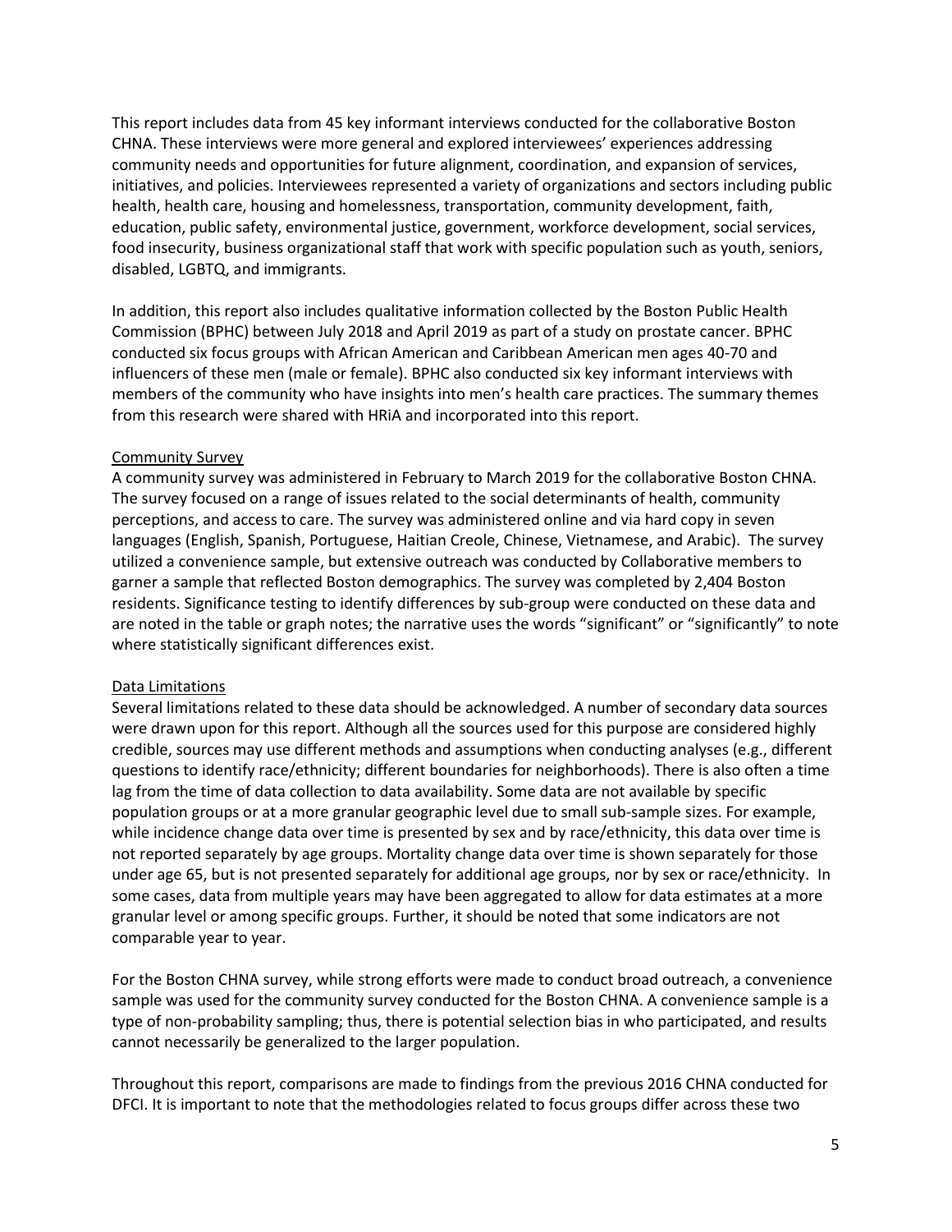This report includes data from 45 key informant interviews conducted for the collaborative Boston CHNA. These interviews were more general and explored interviewees' experiences addressing community needs and opportunities for future alignment, coordination, and expansion of services, initiatives, and policies. Interviewees represented a variety of organizations and sectors including public health, health care, housing and homelessness, transportation, community development, faith, education, public safety, environmental justice, government, workforce development, social services, food insecurity, business organizational staff that work with specific population such as youth, seniors, disabled, LGBTQ, and immigrants.

In addition, this report also includes qualitative information collected by the Boston Public Health Commission (BPHC) between July 2018 and April 2019 as part of a study on prostate cancer. BPHC conducted six focus groups with African American and Caribbean American men ages 40-70 and influencers of these men (male or female). BPHC also conducted six key informant interviews with members of the community who have insights into men's health care practices. The summary themes from this research were shared with HRiA and incorporated into this report.

Community Survey

A community survey was administered in February to March 2019 for the collaborative Boston CHNA. The survey focused on a range of issues related to the social determinants of health, community perceptions, and access to care. The survey was administered online and via hard copy in seven languages (English, Spanish, Portuguese, Haitian Creole, Chinese, Vietnamese, and Arabic). The survey utilized a convenience sample, but extensive outreach was conducted by Collaborative members to garner a sample that reflected Boston demographics. The survey was completed by 2,404 Boston residents. Significance testing to identify differences by sub-group were conducted on these data and are noted in the table or graph notes; the narrative uses the words "significant" or "significantly" to note where statistically significant differences exist.

Data Limitations

Several limitations related to these data should be acknowledged. A number of secondary data sources were drawn upon for this report. Although all the sources used for this purpose are considered highly credible, sources may use different methods and assumptions when conducting analyses (e.g., different questions to identify race/ethnicity; different boundaries for neighborhoods). There is also often a time lag from the time of data collection to data availability. Some data are not available by specific population groups or at a more granular geographic level due to small sub-sample sizes. For example, while incidence change data over time is presented by sex and by race/ethnicity, this data over time is not reported separately by age groups. Mortality change data over time is shown separately for those under age 65, but is not presented separately for additional age groups, nor by sex or race/ethnicity. In some cases, data from multiple years may have been aggregated to allow for data estimates at a more granular level or among specific groups. Further, it should be noted that some indicators are not comparable year to year.

For the Boston CHNA survey, while strong efforts were made to conduct broad outreach, a convenience sample was used for the community survey conducted for the Boston CHNA. A convenience sample is a type of non-probability sampling; thus, there is potential selection bias in who participated, and results cannot necessarily be generalized to the larger population.

Throughout this report, comparisons are made to findings from the previous 2016 CHNA conducted for DFCI. It is important to note that the methodologies related to focus groups differ across these two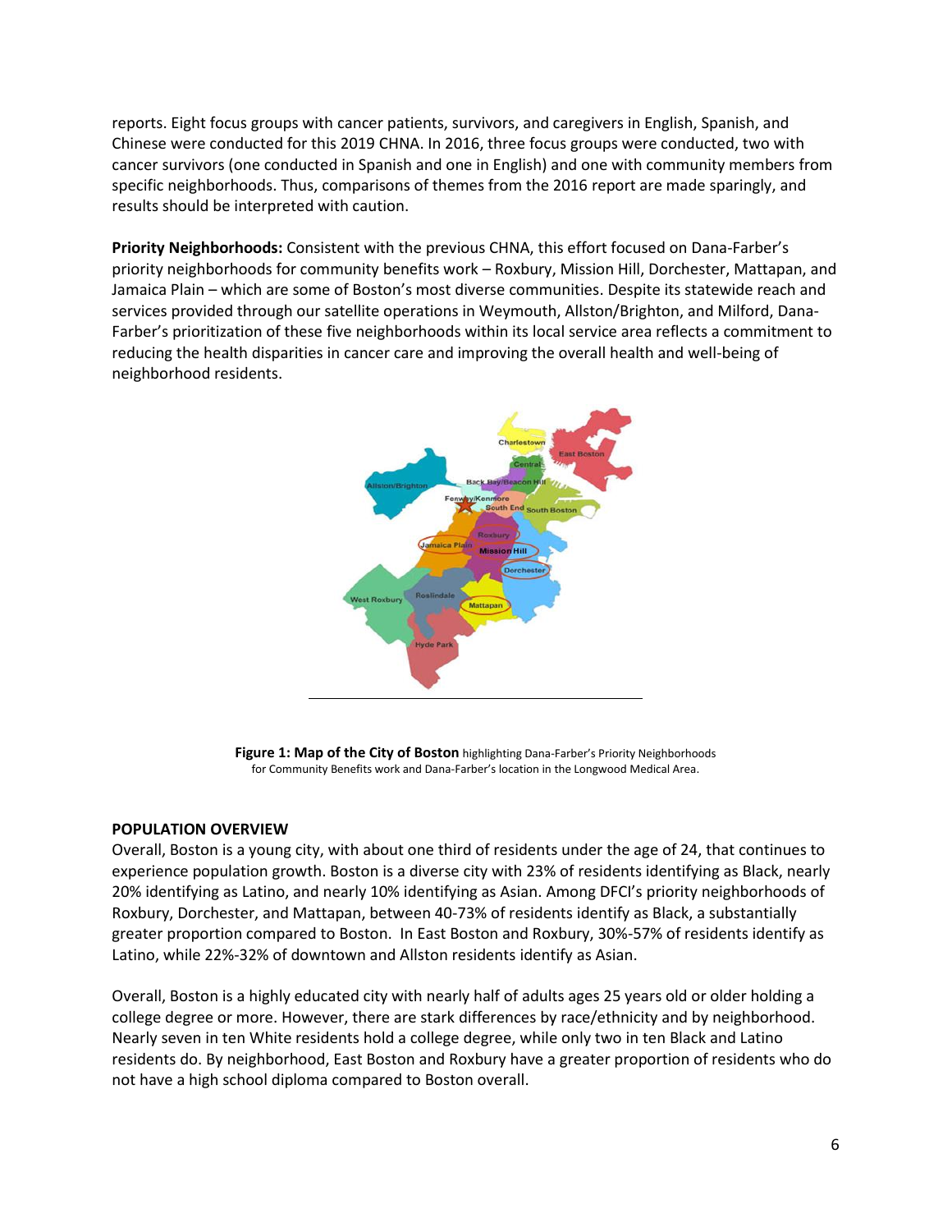reports. Eight focus groups with cancer patients, survivors, and caregivers in English, Spanish, and Chinese were conducted for this 2019 CHNA. In 2016, three focus groups were conducted, two with cancer survivors (one conducted in Spanish and one in English) and one with community members from specific neighborhoods. Thus, comparisons of themes from the 2016 report are made sparingly, and results should be interpreted with caution.

**Priority Neighborhoods:** Consistent with the previous CHNA, this effort focused on Dana-Farber's priority neighborhoods for community benefits work – Roxbury, Mission Hill, Dorchester, Mattapan, and Jamaica Plain – which are some of Boston's most diverse communities. Despite its statewide reach and services provided through our satellite operations in Weymouth, Allston/Brighton, and Milford, Dana-Farber's prioritization of these five neighborhoods within its local service area reflects a commitment to reducing the health disparities in cancer care and improving the overall health and well-being of neighborhood residents.

**Figure 1: Map of the City of Boston** highlighting Dana-Farber's Priority Neighborhoods for Community Benefits work and Dana-Farber's location in the Longwood Medical Area.

## POPULATION OVERVIEW

Overall, Boston is a young city, with about one third of residents under the age of 24, that continues to experience population growth. Boston is a diverse city with 23% of residents identifying as Black, nearly 20% identifying as Latino, and nearly 10% identifying as Asian. Among DFCI's priority neighborhoods of Roxbury, Dorchester, and Mattapan, between 40-73% of residents identify as Black, a substantially greater proportion compared to Boston. In East Boston and Roxbury, 30%-57% of residents identify as Latino, while 22%-32% of downtown and Allston residents identify as Asian.

Overall, Boston is a highly educated city with nearly half of adults ages 25 years old or older holding a college degree or more. However, there are stark differences by race/ethnicity and by neighborhood. Nearly seven in ten White residents hold a college degree, while only two in ten Black and Latino residents do. By neighborhood, East Boston and Roxbury have a greater proportion of residents who do not have a high school diploma compared to Boston overall.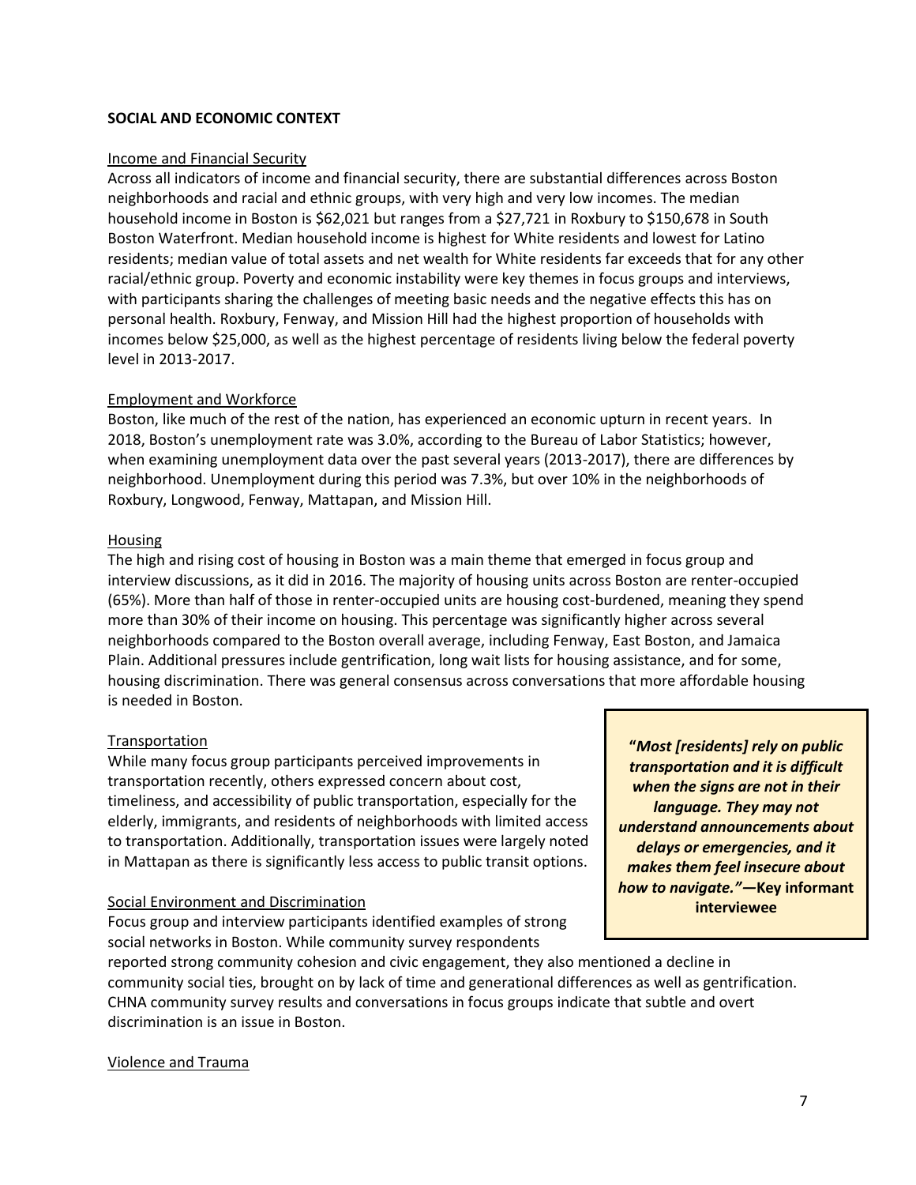## SOCIAL AND ECONOMIC CONTEXT

### Income and Financial Security

Across all indicators of income and financial security, there are substantial differences across Boston neighborhoods and racial and ethnic groups, with very high and very low incomes. The median household income in Boston is $62,021 but ranges from a $27,721 in Roxbury to $150,678 in South Boston Waterfront. Median household income is highest for White residents and lowest for Latino residents; median value of total assets and net wealth for White residents far exceeds that for any other racial/ethnic group. Poverty and economic instability were key themes in focus groups and interviews, with participants sharing the challenges of meeting basic needs and the negative effects this has on personal health. Roxbury, Fenway, and Mission Hill had the highest proportion of households with incomes below $25,000, as well as the highest percentage of residents living below the federal poverty level in 2013-2017.

### Employment and Workforce

Boston, like much of the rest of the nation, has experienced an economic upturn in recent years. In 2018, Boston's unemployment rate was 3.0%, according to the Bureau of Labor Statistics; however, when examining unemployment data over the past several years (2013-2017), there are differences by neighborhood. Unemployment during this period was 7.3%, but over 10% in the neighborhoods of Roxbury, Longwood, Fenway, Mattapan, and Mission Hill.

### Housing

The high and rising cost of housing in Boston was a main theme that emerged in focus group and interview discussions, as it did in 2016. The majority of housing units across Boston are renter-occupied (65%). More than half of those in renter-occupied units are housing cost-burdened, meaning they spend more than 30% of their income on housing. This percentage was significantly higher across several neighborhoods compared to the Boston overall average, including Fenway, East Boston, and Jamaica Plain. Additional pressures include gentrification, long wait lists for housing assistance, and for some, housing discrimination. There was general consensus across conversations that more affordable housing is needed in Boston.

### Transportation

While many focus group participants perceived improvements in transportation recently, others expressed concern about cost, timeliness, and accessibility of public transportation, especially for the elderly, immigrants, and residents of neighborhoods with limited access to transportation. Additionally, transportation issues were largely noted in Mattapan as there is significantly less access to public transit options.

> **"*Most [residents] rely on public transportation and it is difficult when the signs are not in their language. They may not understand announcements about delays or emergencies, and it makes them feel insecure about how to navigate.*"—Key informant interviewee**

### Social Environment and Discrimination

Focus group and interview participants identified examples of strong social networks in Boston. While community survey respondents reported strong community cohesion and civic engagement, they also mentioned a decline in community social ties, brought on by lack of time and generational differences as well as gentrification. CHNA community survey results and conversations in focus groups indicate that subtle and overt discrimination is an issue in Boston.

### Violence and Trauma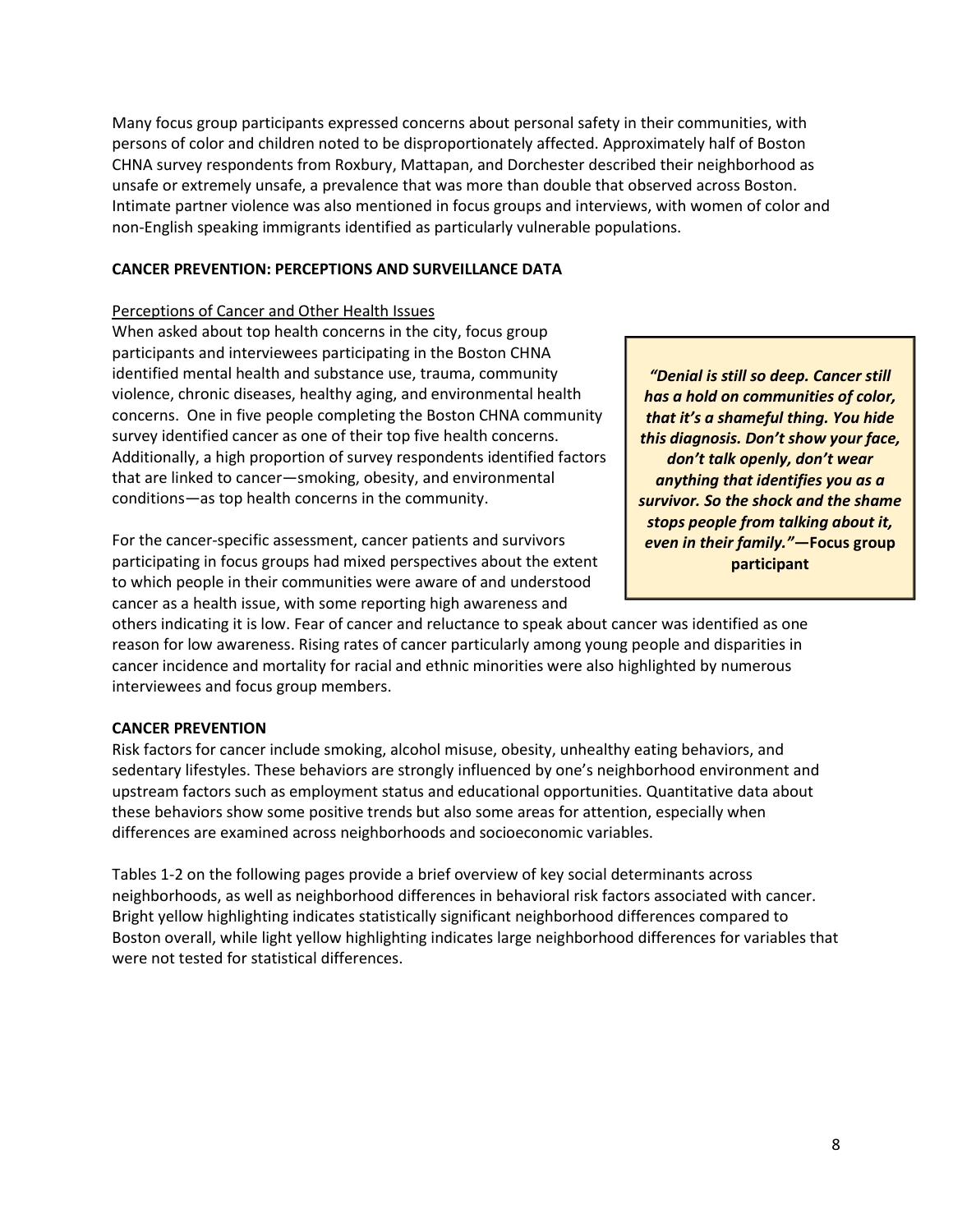Many focus group participants expressed concerns about personal safety in their communities, with persons of color and children noted to be disproportionately affected. Approximately half of Boston CHNA survey respondents from Roxbury, Mattapan, and Dorchester described their neighborhood as unsafe or extremely unsafe, a prevalence that was more than double that observed across Boston. Intimate partner violence was also mentioned in focus groups and interviews, with women of color and non-English speaking immigrants identified as particularly vulnerable populations.

## CANCER PREVENTION: PERCEPTIONS AND SURVEILLANCE DATA

### Perceptions of Cancer and Other Health Issues

When asked about top health concerns in the city, focus group participants and interviewees participating in the Boston CHNA identified mental health and substance use, trauma, community violence, chronic diseases, healthy aging, and environmental health concerns. One in five people completing the Boston CHNA community survey identified cancer as one of their top five health concerns. Additionally, a high proportion of survey respondents identified factors that are linked to cancer—smoking, obesity, and environmental conditions—as top health concerns in the community.

> ***"Denial is still so deep. Cancer still has a hold on communities of color, that it's a shameful thing. You hide this diagnosis. Don't show your face, don't talk openly, don't wear anything that identifies you as a survivor. So the shock and the shame stops people from talking about it, even in their family."*—Focus group participant**

For the cancer-specific assessment, cancer patients and survivors participating in focus groups had mixed perspectives about the extent to which people in their communities were aware of and understood cancer as a health issue, with some reporting high awareness and others indicating it is low. Fear of cancer and reluctance to speak about cancer was identified as one reason for low awareness. Rising rates of cancer particularly among young people and disparities in cancer incidence and mortality for racial and ethnic minorities were also highlighted by numerous interviewees and focus group members.

## CANCER PREVENTION

Risk factors for cancer include smoking, alcohol misuse, obesity, unhealthy eating behaviors, and sedentary lifestyles. These behaviors are strongly influenced by one's neighborhood environment and upstream factors such as employment status and educational opportunities. Quantitative data about these behaviors show some positive trends but also some areas for attention, especially when differences are examined across neighborhoods and socioeconomic variables.

Tables 1-2 on the following pages provide a brief overview of key social determinants across neighborhoods, as well as neighborhood differences in behavioral risk factors associated with cancer. Bright yellow highlighting indicates statistically significant neighborhood differences compared to Boston overall, while light yellow highlighting indicates large neighborhood differences for variables that were not tested for statistical differences.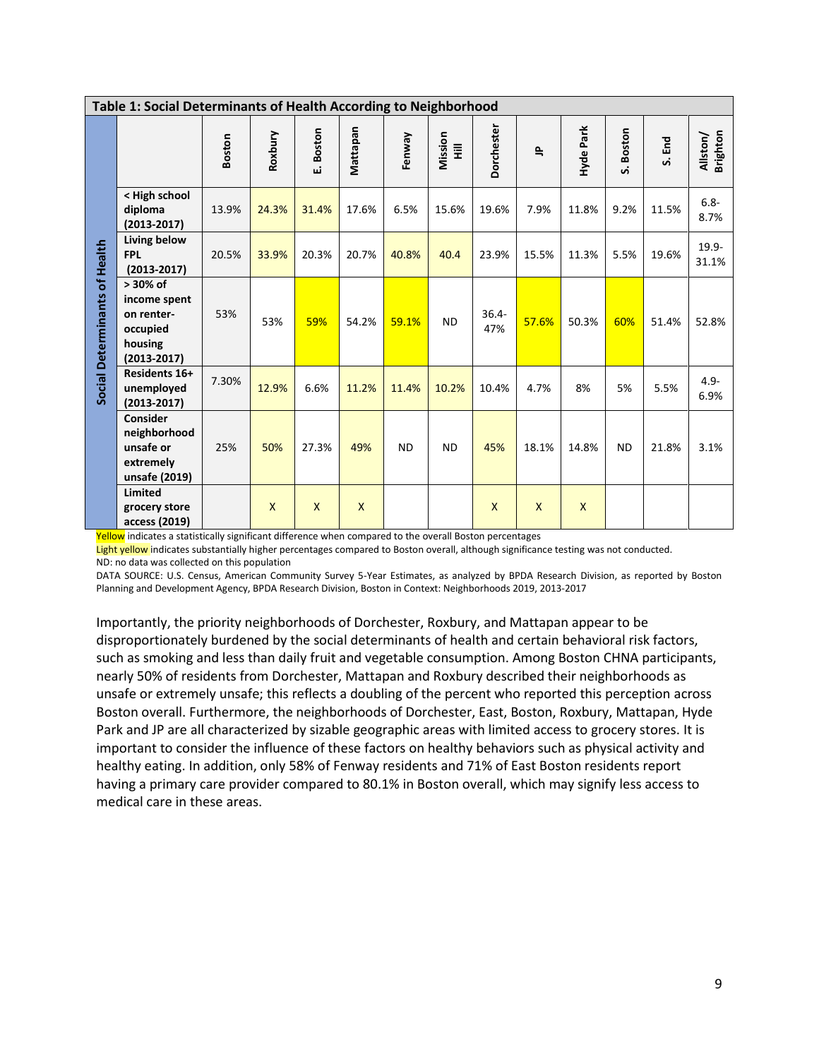**Table 1: Social Determinants of Health According to Neighborhood**

| Social Determinants of Health | Boston | Roxbury | E. Boston | Mattapan | Fenway | Mission Hill | Dorchester | JP | Hyde Park | S. Boston | S. End | Allston/ Brighton |
|---|---|---|---|---|---|---|---|---|---|---|---|---|
| < High school diploma (2013-2017) | 13.9% | 24.3% | 31.4% | 17.6% | 6.5% | 15.6% | 19.6% | 7.9% | 11.8% | 9.2% | 11.5% | 6.8-8.7% |
| Living below FPL (2013-2017) | 20.5% | 33.9% | 20.3% | 20.7% | 40.8% | 40.4 | 23.9% | 15.5% | 11.3% | 5.5% | 19.6% | 19.9-31.1% |
| > 30% of income spent on renter-occupied housing (2013-2017) | 53% | 53% | 59% | 54.2% | 59.1% | ND | 36.4-47% | 57.6% | 50.3% | 60% | 51.4% | 52.8% |
| Residents 16+ unemployed (2013-2017) | 7.30% | 12.9% | 6.6% | 11.2% | 11.4% | 10.2% | 10.4% | 4.7% | 8% | 5% | 5.5% | 4.9-6.9% |
| Consider neighborhood unsafe or extremely unsafe (2019) | 25% | 50% | 27.3% | 49% | ND | ND | 45% | 18.1% | 14.8% | ND | 21.8% | 3.1% |
| Limited grocery store access (2019) | | X | X | X | | | X | X | X | | | |

Yellow indicates a statistically significant difference when compared to the overall Boston percentages

Light yellow indicates substantially higher percentages compared to Boston overall, although significance testing was not conducted.

ND: no data was collected on this population

DATA SOURCE: U.S. Census, American Community Survey 5-Year Estimates, as analyzed by BPDA Research Division, as reported by Boston Planning and Development Agency, BPDA Research Division, Boston in Context: Neighborhoods 2019, 2013-2017

Importantly, the priority neighborhoods of Dorchester, Roxbury, and Mattapan appear to be disproportionately burdened by the social determinants of health and certain behavioral risk factors, such as smoking and less than daily fruit and vegetable consumption. Among Boston CHNA participants, nearly 50% of residents from Dorchester, Mattapan and Roxbury described their neighborhoods as unsafe or extremely unsafe; this reflects a doubling of the percent who reported this perception across Boston overall. Furthermore, the neighborhoods of Dorchester, East, Boston, Roxbury, Mattapan, Hyde Park and JP are all characterized by sizable geographic areas with limited access to grocery stores. It is important to consider the influence of these factors on healthy behaviors such as physical activity and healthy eating. In addition, only 58% of Fenway residents and 71% of East Boston residents report having a primary care provider compared to 80.1% in Boston overall, which may signify less access to medical care in these areas.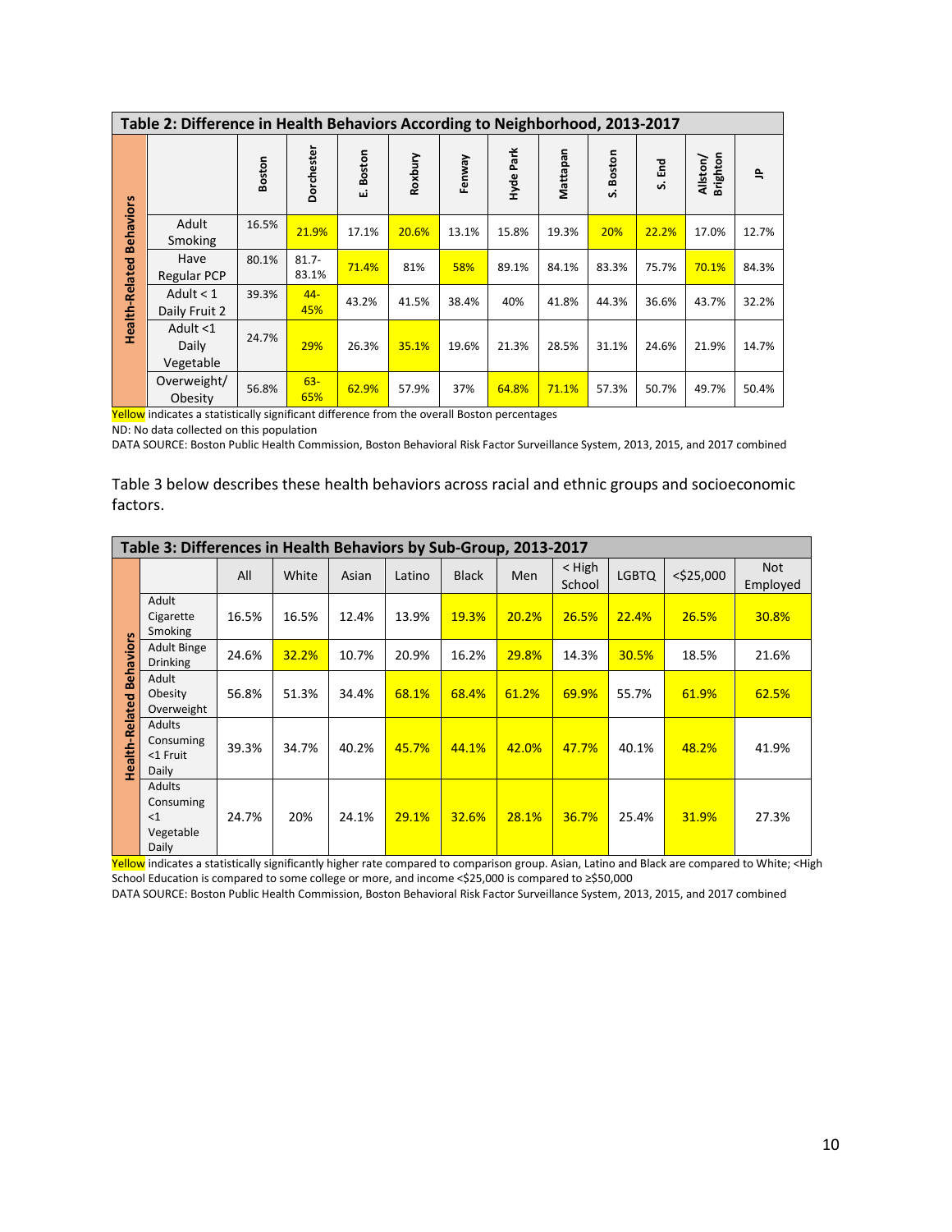| Table 2: Difference in Health Behaviors According to Neighborhood, 2013-2017 | | | | | | | | | | | | |
|---|---|---|---|---|---|---|---|---|---|---|---|---|
| Health-Related Behaviors | | Boston | Dorchester | E. Boston | Roxbury | Fenway | Hyde Park | Mattapan | S. Boston | S. End | Allston/ Brighton | JP |
| | Adult Smoking | 16.5% | 21.9% | 17.1% | 20.6% | 13.1% | 15.8% | 19.3% | 20% | 22.2% | 17.0% | 12.7% |
| | Have Regular PCP | 80.1% | 81.7-83.1% | 71.4% | 81% | 58% | 89.1% | 84.1% | 83.3% | 75.7% | 70.1% | 84.3% |
| | Adult < 1 Daily Fruit 2 | 39.3% | 44-45% | 43.2% | 41.5% | 38.4% | 40% | 41.8% | 44.3% | 36.6% | 43.7% | 32.2% |
| | Adult <1 Daily Vegetable | 24.7% | 29% | 26.3% | 35.1% | 19.6% | 21.3% | 28.5% | 31.1% | 24.6% | 21.9% | 14.7% |
| | Overweight/ Obesity | 56.8% | 63-65% | 62.9% | 57.9% | 37% | 64.8% | 71.1% | 57.3% | 50.7% | 49.7% | 50.4% |

Yellow indicates a statistically significant difference from the overall Boston percentages

ND: No data collected on this population

DATA SOURCE: Boston Public Health Commission, Boston Behavioral Risk Factor Surveillance System, 2013, 2015, and 2017 combined

Table 3 below describes these health behaviors across racial and ethnic groups and socioeconomic factors.

| Table 3: Differences in Health Behaviors by Sub-Group, 2013-2017 | | | | | | | | | | | |
|---|---|---|---|---|---|---|---|---|---|---|---|
| Health-Related Behaviors | | All | White | Asian | Latino | Black | Men | < High School | LGBTQ | <$25,000 | Not Employed |
| | Adult Cigarette Smoking | 16.5% | 16.5% | 12.4% | 13.9% | 19.3% | 20.2% | 26.5% | 22.4% | 26.5% | 30.8% |
| | Adult Binge Drinking | 24.6% | 32.2% | 10.7% | 20.9% | 16.2% | 29.8% | 14.3% | 30.5% | 18.5% | 21.6% |
| | Adult Obesity Overweight | 56.8% | 51.3% | 34.4% | 68.1% | 68.4% | 61.2% | 69.9% | 55.7% | 61.9% | 62.5% |
| | Adults Consuming <1 Fruit Daily | 39.3% | 34.7% | 40.2% | 45.7% | 44.1% | 42.0% | 47.7% | 40.1% | 48.2% | 41.9% |
| | Adults Consuming <1 Vegetable Daily | 24.7% | 20% | 24.1% | 29.1% | 32.6% | 28.1% | 36.7% | 25.4% | 31.9% | 27.3% |

Yellow indicates a statistically significantly higher rate compared to comparison group. Asian, Latino and Black are compared to White; <High School Education is compared to some college or more, and income <$25,000 is compared to ≥$50,000

DATA SOURCE: Boston Public Health Commission, Boston Behavioral Risk Factor Surveillance System, 2013, 2015, and 2017 combined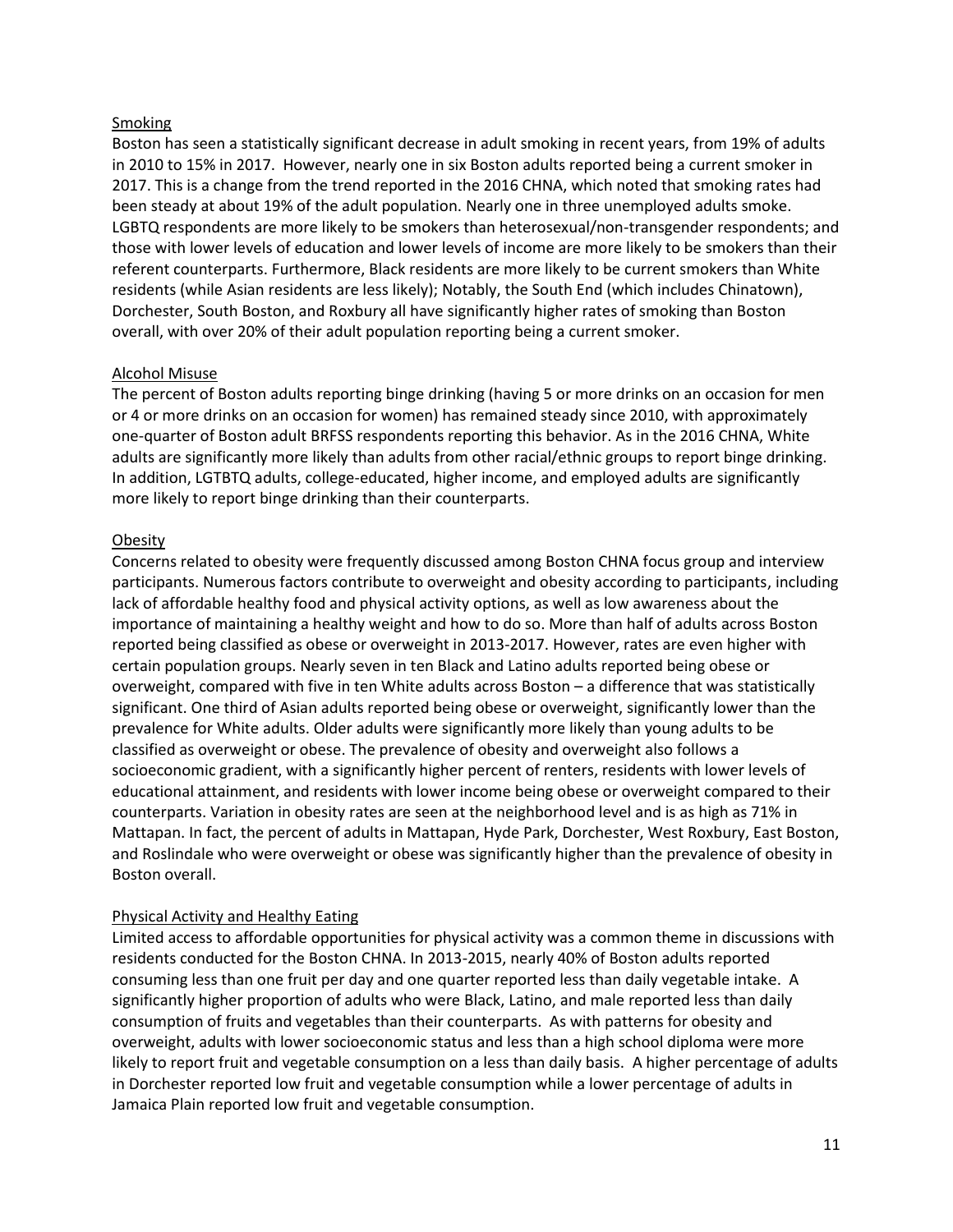## Smoking

Boston has seen a statistically significant decrease in adult smoking in recent years, from 19% of adults in 2010 to 15% in 2017. However, nearly one in six Boston adults reported being a current smoker in 2017. This is a change from the trend reported in the 2016 CHNA, which noted that smoking rates had been steady at about 19% of the adult population. Nearly one in three unemployed adults smoke. LGBTQ respondents are more likely to be smokers than heterosexual/non-transgender respondents; and those with lower levels of education and lower levels of income are more likely to be smokers than their referent counterparts. Furthermore, Black residents are more likely to be current smokers than White residents (while Asian residents are less likely); Notably, the South End (which includes Chinatown), Dorchester, South Boston, and Roxbury all have significantly higher rates of smoking than Boston overall, with over 20% of their adult population reporting being a current smoker.

## Alcohol Misuse

The percent of Boston adults reporting binge drinking (having 5 or more drinks on an occasion for men or 4 or more drinks on an occasion for women) has remained steady since 2010, with approximately one-quarter of Boston adult BRFSS respondents reporting this behavior. As in the 2016 CHNA, White adults are significantly more likely than adults from other racial/ethnic groups to report binge drinking. In addition, LGTBTQ adults, college-educated, higher income, and employed adults are significantly more likely to report binge drinking than their counterparts.

## Obesity

Concerns related to obesity were frequently discussed among Boston CHNA focus group and interview participants. Numerous factors contribute to overweight and obesity according to participants, including lack of affordable healthy food and physical activity options, as well as low awareness about the importance of maintaining a healthy weight and how to do so. More than half of adults across Boston reported being classified as obese or overweight in 2013-2017. However, rates are even higher with certain population groups. Nearly seven in ten Black and Latino adults reported being obese or overweight, compared with five in ten White adults across Boston – a difference that was statistically significant. One third of Asian adults reported being obese or overweight, significantly lower than the prevalence for White adults. Older adults were significantly more likely than young adults to be classified as overweight or obese. The prevalence of obesity and overweight also follows a socioeconomic gradient, with a significantly higher percent of renters, residents with lower levels of educational attainment, and residents with lower income being obese or overweight compared to their counterparts. Variation in obesity rates are seen at the neighborhood level and is as high as 71% in Mattapan. In fact, the percent of adults in Mattapan, Hyde Park, Dorchester, West Roxbury, East Boston, and Roslindale who were overweight or obese was significantly higher than the prevalence of obesity in Boston overall.

## Physical Activity and Healthy Eating

Limited access to affordable opportunities for physical activity was a common theme in discussions with residents conducted for the Boston CHNA. In 2013-2015, nearly 40% of Boston adults reported consuming less than one fruit per day and one quarter reported less than daily vegetable intake. A significantly higher proportion of adults who were Black, Latino, and male reported less than daily consumption of fruits and vegetables than their counterparts. As with patterns for obesity and overweight, adults with lower socioeconomic status and less than a high school diploma were more likely to report fruit and vegetable consumption on a less than daily basis. A higher percentage of adults in Dorchester reported low fruit and vegetable consumption while a lower percentage of adults in Jamaica Plain reported low fruit and vegetable consumption.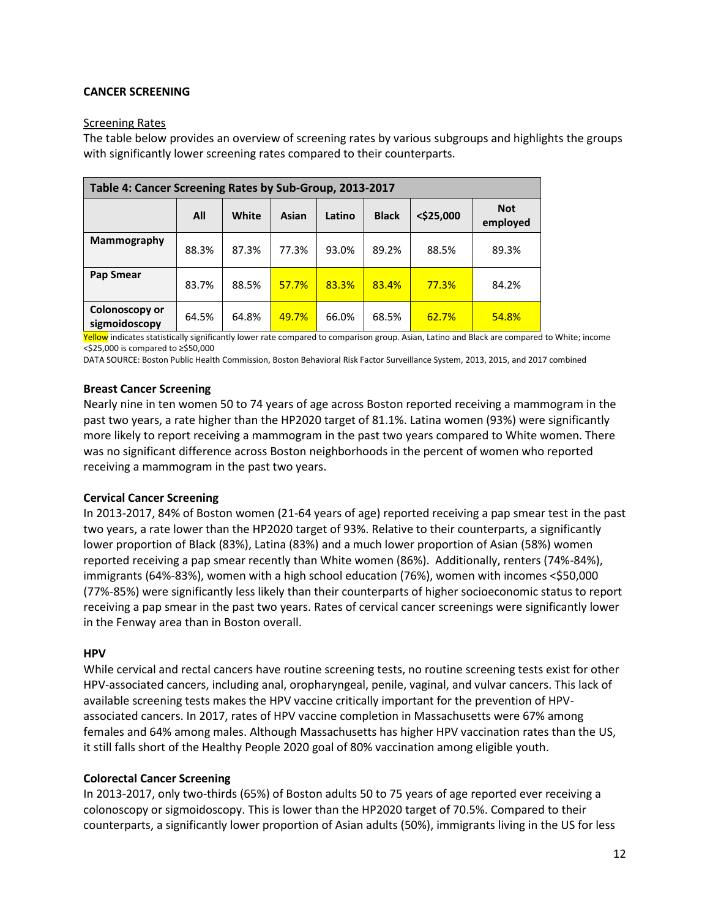**CANCER SCREENING**

Screening Rates

The table below provides an overview of screening rates by various subgroups and highlights the groups with significantly lower screening rates compared to their counterparts.

**Table 4: Cancer Screening Rates by Sub-Group, 2013-2017**

| | All | White | Asian | Latino | Black | <$25,000 | Not employed |
|---|---|---|---|---|---|---|---|
| **Mammography** | 88.3% | 87.3% | 77.3% | 93.0% | 89.2% | 88.5% | 89.3% |
| **Pap Smear** | 83.7% | 88.5% | 57.7% | 83.3% | 83.4% | 77.3% | 84.2% |
| **Colonoscopy or sigmoidoscopy** | 64.5% | 64.8% | 49.7% | 66.0% | 68.5% | 62.7% | 54.8% |

Yellow indicates statistically significantly lower rate compared to comparison group. Asian, Latino and Black are compared to White; income <$25,000 is compared to ≥$50,000

DATA SOURCE: Boston Public Health Commission, Boston Behavioral Risk Factor Surveillance System, 2013, 2015, and 2017 combined

**Breast Cancer Screening**

Nearly nine in ten women 50 to 74 years of age across Boston reported receiving a mammogram in the past two years, a rate higher than the HP2020 target of 81.1%. Latina women (93%) were significantly more likely to report receiving a mammogram in the past two years compared to White women. There was no significant difference across Boston neighborhoods in the percent of women who reported receiving a mammogram in the past two years.

**Cervical Cancer Screening**

In 2013-2017, 84% of Boston women (21-64 years of age) reported receiving a pap smear test in the past two years, a rate lower than the HP2020 target of 93%. Relative to their counterparts, a significantly lower proportion of Black (83%), Latina (83%) and a much lower proportion of Asian (58%) women reported receiving a pap smear recently than White women (86%). Additionally, renters (74%-84%), immigrants (64%-83%), women with a high school education (76%), women with incomes <$50,000 (77%-85%) were significantly less likely than their counterparts of higher socioeconomic status to report receiving a pap smear in the past two years. Rates of cervical cancer screenings were significantly lower in the Fenway area than in Boston overall.

**HPV**

While cervical and rectal cancers have routine screening tests, no routine screening tests exist for other HPV-associated cancers, including anal, oropharyngeal, penile, vaginal, and vulvar cancers. This lack of available screening tests makes the HPV vaccine critically important for the prevention of HPV-associated cancers. In 2017, rates of HPV vaccine completion in Massachusetts were 67% among females and 64% among males. Although Massachusetts has higher HPV vaccination rates than the US, it still falls short of the Healthy People 2020 goal of 80% vaccination among eligible youth.

**Colorectal Cancer Screening**

In 2013-2017, only two-thirds (65%) of Boston adults 50 to 75 years of age reported ever receiving a colonoscopy or sigmoidoscopy. This is lower than the HP2020 target of 70.5%. Compared to their counterparts, a significantly lower proportion of Asian adults (50%), immigrants living in the US for less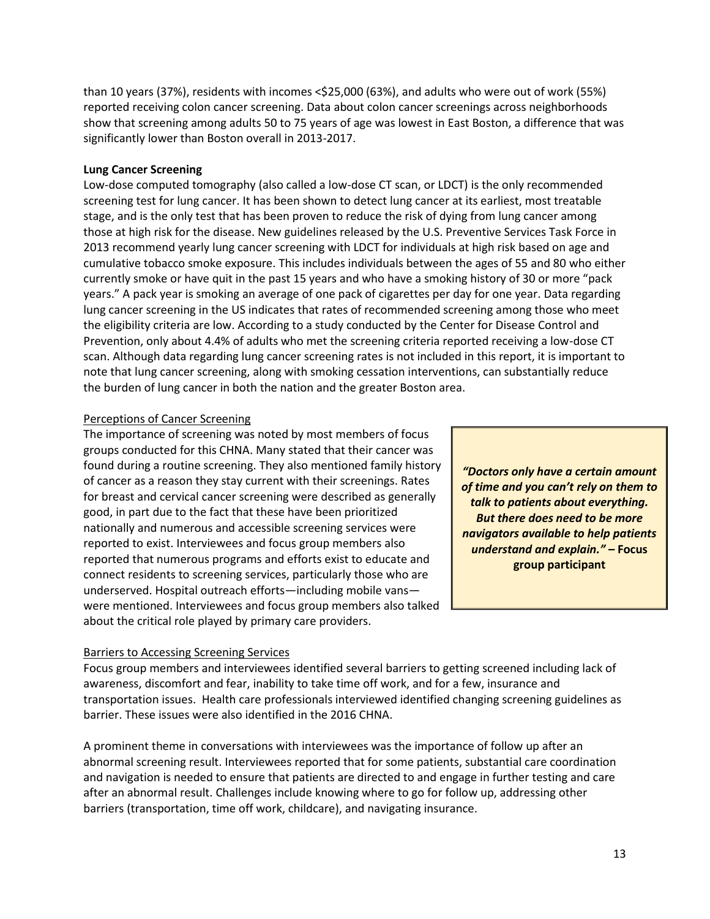than 10 years (37%), residents with incomes <$25,000 (63%), and adults who were out of work (55%) reported receiving colon cancer screening. Data about colon cancer screenings across neighborhoods show that screening among adults 50 to 75 years of age was lowest in East Boston, a difference that was significantly lower than Boston overall in 2013-2017.

**Lung Cancer Screening**

Low-dose computed tomography (also called a low-dose CT scan, or LDCT) is the only recommended screening test for lung cancer. It has been shown to detect lung cancer at its earliest, most treatable stage, and is the only test that has been proven to reduce the risk of dying from lung cancer among those at high risk for the disease. New guidelines released by the U.S. Preventive Services Task Force in 2013 recommend yearly lung cancer screening with LDCT for individuals at high risk based on age and cumulative tobacco smoke exposure. This includes individuals between the ages of 55 and 80 who either currently smoke or have quit in the past 15 years and who have a smoking history of 30 or more "pack years." A pack year is smoking an average of one pack of cigarettes per day for one year. Data regarding lung cancer screening in the US indicates that rates of recommended screening among those who meet the eligibility criteria are low. According to a study conducted by the Center for Disease Control and Prevention, only about 4.4% of adults who met the screening criteria reported receiving a low-dose CT scan. Although data regarding lung cancer screening rates is not included in this report, it is important to note that lung cancer screening, along with smoking cessation interventions, can substantially reduce the burden of lung cancer in both the nation and the greater Boston area.

Perceptions of Cancer Screening

The importance of screening was noted by most members of focus groups conducted for this CHNA. Many stated that their cancer was found during a routine screening. They also mentioned family history of cancer as a reason they stay current with their screenings. Rates for breast and cervical cancer screening were described as generally good, in part due to the fact that these have been prioritized nationally and numerous and accessible screening services were reported to exist. Interviewees and focus group members also reported that numerous programs and efforts exist to educate and connect residents to screening services, particularly those who are underserved. Hospital outreach efforts—including mobile vans—were mentioned. Interviewees and focus group members also talked about the critical role played by primary care providers.

> ***"Doctors only have a certain amount of time and you can't rely on them to talk to patients about everything. But there does need to be more navigators available to help patients understand and explain."*** **– Focus group participant**

Barriers to Accessing Screening Services

Focus group members and interviewees identified several barriers to getting screened including lack of awareness, discomfort and fear, inability to take time off work, and for a few, insurance and transportation issues. Health care professionals interviewed identified changing screening guidelines as barrier. These issues were also identified in the 2016 CHNA.

A prominent theme in conversations with interviewees was the importance of follow up after an abnormal screening result. Interviewees reported that for some patients, substantial care coordination and navigation is needed to ensure that patients are directed to and engage in further testing and care after an abnormal result. Challenges include knowing where to go for follow up, addressing other barriers (transportation, time off work, childcare), and navigating insurance.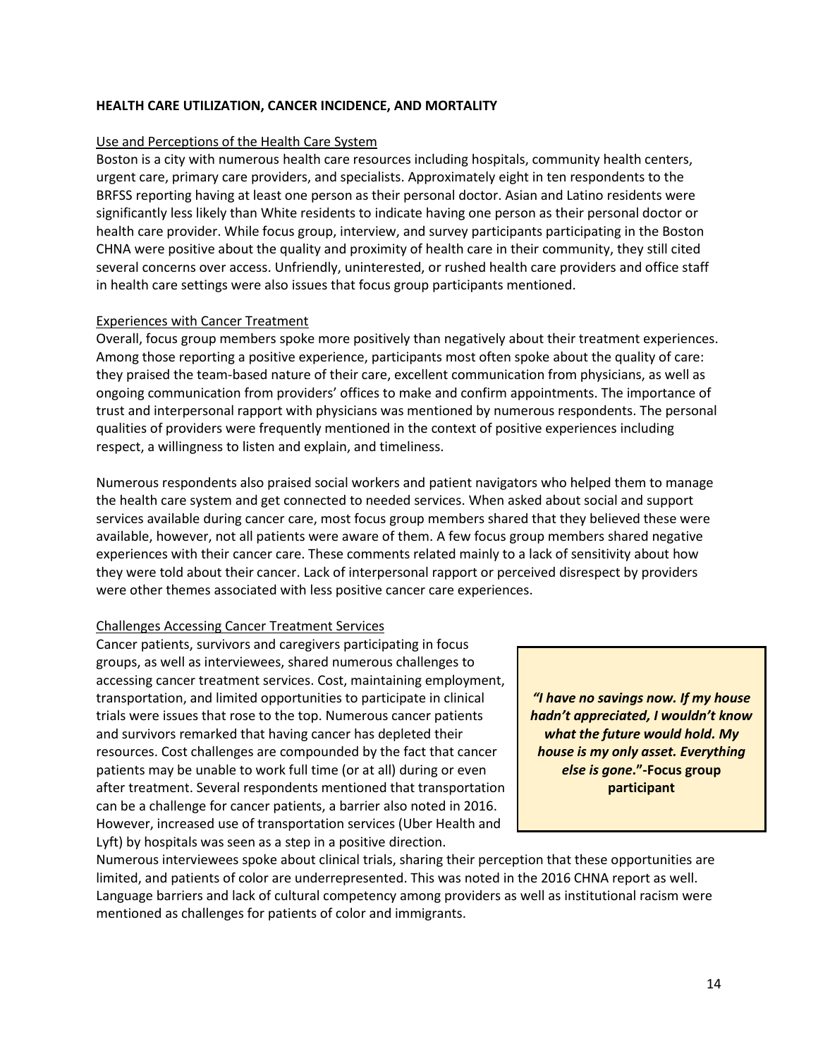**HEALTH CARE UTILIZATION, CANCER INCIDENCE, AND MORTALITY**

Use and Perceptions of the Health Care System

Boston is a city with numerous health care resources including hospitals, community health centers, urgent care, primary care providers, and specialists. Approximately eight in ten respondents to the BRFSS reporting having at least one person as their personal doctor. Asian and Latino residents were significantly less likely than White residents to indicate having one person as their personal doctor or health care provider. While focus group, interview, and survey participants participating in the Boston CHNA were positive about the quality and proximity of health care in their community, they still cited several concerns over access. Unfriendly, uninterested, or rushed health care providers and office staff in health care settings were also issues that focus group participants mentioned.

Experiences with Cancer Treatment

Overall, focus group members spoke more positively than negatively about their treatment experiences. Among those reporting a positive experience, participants most often spoke about the quality of care: they praised the team-based nature of their care, excellent communication from physicians, as well as ongoing communication from providers' offices to make and confirm appointments. The importance of trust and interpersonal rapport with physicians was mentioned by numerous respondents. The personal qualities of providers were frequently mentioned in the context of positive experiences including respect, a willingness to listen and explain, and timeliness.

Numerous respondents also praised social workers and patient navigators who helped them to manage the health care system and get connected to needed services. When asked about social and support services available during cancer care, most focus group members shared that they believed these were available, however, not all patients were aware of them. A few focus group members shared negative experiences with their cancer care. These comments related mainly to a lack of sensitivity about how they were told about their cancer. Lack of interpersonal rapport or perceived disrespect by providers were other themes associated with less positive cancer care experiences.

Challenges Accessing Cancer Treatment Services

Cancer patients, survivors and caregivers participating in focus groups, as well as interviewees, shared numerous challenges to accessing cancer treatment services. Cost, maintaining employment, transportation, and limited opportunities to participate in clinical trials were issues that rose to the top. Numerous cancer patients and survivors remarked that having cancer has depleted their resources. Cost challenges are compounded by the fact that cancer patients may be unable to work full time (or at all) during or even after treatment. Several respondents mentioned that transportation can be a challenge for cancer patients, a barrier also noted in 2016. However, increased use of transportation services (Uber Health and Lyft) by hospitals was seen as a step in a positive direction.

> ***"I have no savings now. If my house hadn't appreciated, I wouldn't know what the future would hold. My house is my only asset. Everything else is gone."*** **-Focus group participant**

Numerous interviewees spoke about clinical trials, sharing their perception that these opportunities are limited, and patients of color are underrepresented. This was noted in the 2016 CHNA report as well. Language barriers and lack of cultural competency among providers as well as institutional racism were mentioned as challenges for patients of color and immigrants.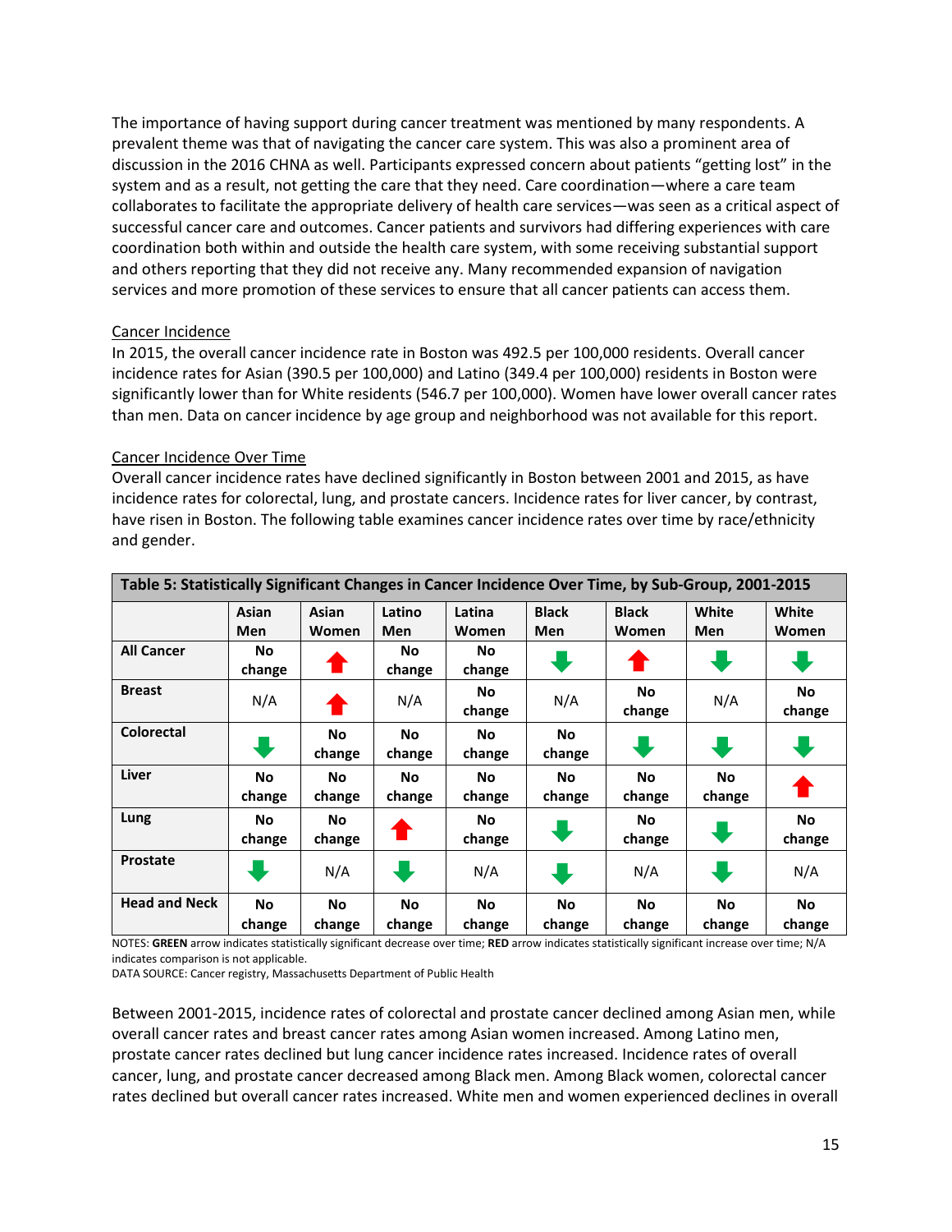The importance of having support during cancer treatment was mentioned by many respondents. A prevalent theme was that of navigating the cancer care system. This was also a prominent area of discussion in the 2016 CHNA as well. Participants expressed concern about patients "getting lost" in the system and as a result, not getting the care that they need. Care coordination—where a care team collaborates to facilitate the appropriate delivery of health care services—was seen as a critical aspect of successful cancer care and outcomes. Cancer patients and survivors had differing experiences with care coordination both within and outside the health care system, with some receiving substantial support and others reporting that they did not receive any. Many recommended expansion of navigation services and more promotion of these services to ensure that all cancer patients can access them.

## Cancer Incidence

In 2015, the overall cancer incidence rate in Boston was 492.5 per 100,000 residents. Overall cancer incidence rates for Asian (390.5 per 100,000) and Latino (349.4 per 100,000) residents in Boston were significantly lower than for White residents (546.7 per 100,000). Women have lower overall cancer rates than men. Data on cancer incidence by age group and neighborhood was not available for this report.

## Cancer Incidence Over Time

Overall cancer incidence rates have declined significantly in Boston between 2001 and 2015, as have incidence rates for colorectal, lung, and prostate cancers. Incidence rates for liver cancer, by contrast, have risen in Boston. The following table examines cancer incidence rates over time by race/ethnicity and gender.

**Table 5: Statistically Significant Changes in Cancer Incidence Over Time, by Sub-Group, 2001-2015**

| | Asian Men | Asian Women | Latino Men | Latina Women | Black Men | Black Women | White Men | White Women |
|---|---|---|---|---|---|---|---|---|
| **All Cancer** | **No change** | ↑ (red) | **No change** | **No change** | ↓ (green) | ↑ (red) | ↓ (green) | ↓ (green) |
| **Breast** | N/A | ↑ (red) | N/A | **No change** | N/A | **No change** | N/A | **No change** |
| **Colorectal** | ↓ (green) | **No change** | **No change** | **No change** | **No change** | ↓ (green) | ↓ (green) | ↓ (green) |
| **Liver** | **No change** | **No change** | **No change** | **No change** | **No change** | **No change** | **No change** | ↑ (red) |
| **Lung** | **No change** | **No change** | ↑ (red) | **No change** | ↓ (green) | **No change** | ↓ (green) | **No change** |
| **Prostate** | ↓ (green) | N/A | ↓ (green) | N/A | ↓ (green) | N/A | ↓ (green) | N/A |
| **Head and Neck** | **No change** | **No change** | **No change** | **No change** | **No change** | **No change** | **No change** | **No change** |

NOTES: **GREEN** arrow indicates statistically significant decrease over time; **RED** arrow indicates statistically significant increase over time; N/A indicates comparison is not applicable.
DATA SOURCE: Cancer registry, Massachusetts Department of Public Health

Between 2001-2015, incidence rates of colorectal and prostate cancer declined among Asian men, while overall cancer rates and breast cancer rates among Asian women increased. Among Latino men, prostate cancer rates declined but lung cancer incidence rates increased. Incidence rates of overall cancer, lung, and prostate cancer decreased among Black men. Among Black women, colorectal cancer rates declined but overall cancer rates increased. White men and women experienced declines in overall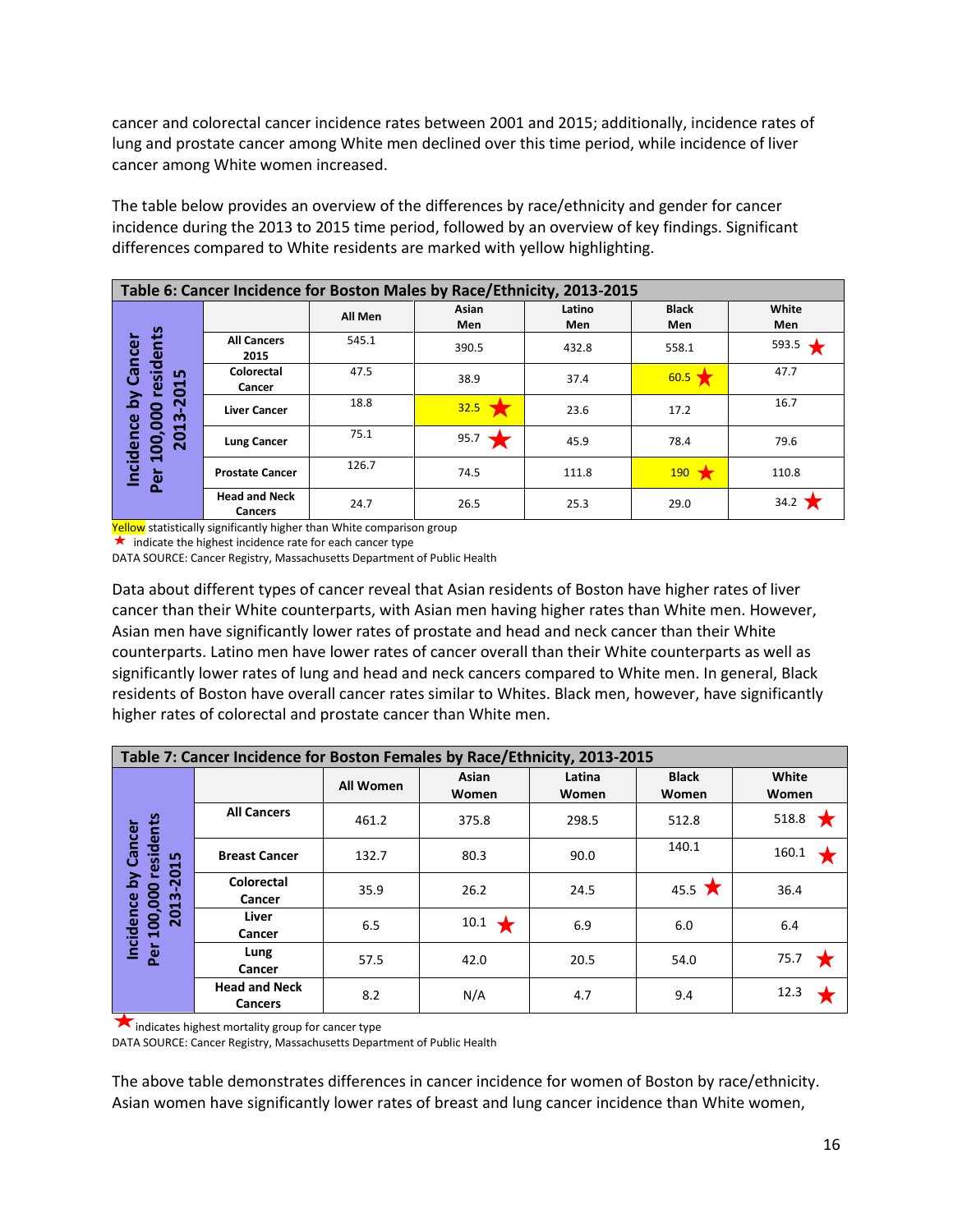cancer and colorectal cancer incidence rates between 2001 and 2015; additionally, incidence rates of lung and prostate cancer among White men declined over this time period, while incidence of liver cancer among White women increased.

The table below provides an overview of the differences by race/ethnicity and gender for cancer incidence during the 2013 to 2015 time period, followed by an overview of key findings. Significant differences compared to White residents are marked with yellow highlighting.

**Table 6: Cancer Incidence for Boston Males by Race/Ethnicity, 2013-2015**

| Incidence by Cancer Per 100,000 residents 2013-2015 | All Men | Asian Men | Latino Men | Black Men | White Men |
|---|---|---|---|---|---|
| All Cancers 2015 | 545.1 | 390.5 | 432.8 | 558.1 | 593.5 ★ |
| Colorectal Cancer | 47.5 | 38.9 | 37.4 | 60.5 ★ | 47.7 |
| Liver Cancer | 18.8 | 32.5 ★ | 23.6 | 17.2 | 16.7 |
| Lung Cancer | 75.1 | 95.7 ★ | 45.9 | 78.4 | 79.6 |
| Prostate Cancer | 126.7 | 74.5 | 111.8 | 190 ★ | 110.8 |
| Head and Neck Cancers | 24.7 | 26.5 | 25.3 | 29.0 | 34.2 ★ |

Yellow statistically significantly higher than White comparison group
★ indicate the highest incidence rate for each cancer type
DATA SOURCE: Cancer Registry, Massachusetts Department of Public Health

Data about different types of cancer reveal that Asian residents of Boston have higher rates of liver cancer than their White counterparts, with Asian men having higher rates than White men. However, Asian men have significantly lower rates of prostate and head and neck cancer than their White counterparts. Latino men have lower rates of cancer overall than their White counterparts as well as significantly lower rates of lung and head and neck cancers compared to White men. In general, Black residents of Boston have overall cancer rates similar to Whites. Black men, however, have significantly higher rates of colorectal and prostate cancer than White men.

**Table 7: Cancer Incidence for Boston Females by Race/Ethnicity, 2013-2015**

| Incidence by Cancer Per 100,000 residents 2013-2015 | All Women | Asian Women | Latina Women | Black Women | White Women |
|---|---|---|---|---|---|
| All Cancers | 461.2 | 375.8 | 298.5 | 512.8 | 518.8 ★ |
| Breast Cancer | 132.7 | 80.3 | 90.0 | 140.1 | 160.1 ★ |
| Colorectal Cancer | 35.9 | 26.2 | 24.5 | 45.5 ★ | 36.4 |
| Liver Cancer | 6.5 | 10.1 ★ | 6.9 | 6.0 | 6.4 |
| Lung Cancer | 57.5 | 42.0 | 20.5 | 54.0 | 75.7 ★ |
| Head and Neck Cancers | 8.2 | N/A | 4.7 | 9.4 | 12.3 ★ |

★ indicates highest mortality group for cancer type
DATA SOURCE: Cancer Registry, Massachusetts Department of Public Health

The above table demonstrates differences in cancer incidence for women of Boston by race/ethnicity. Asian women have significantly lower rates of breast and lung cancer incidence than White women,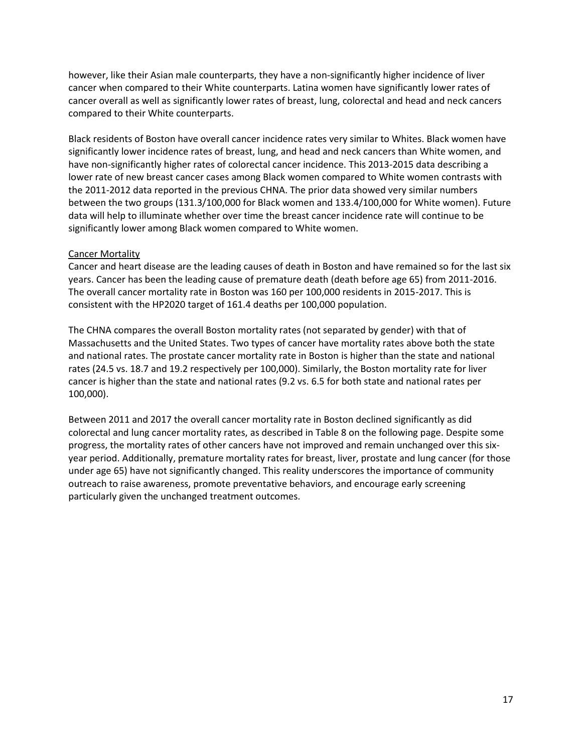however, like their Asian male counterparts, they have a non-significantly higher incidence of liver cancer when compared to their White counterparts. Latina women have significantly lower rates of cancer overall as well as significantly lower rates of breast, lung, colorectal and head and neck cancers compared to their White counterparts.

Black residents of Boston have overall cancer incidence rates very similar to Whites. Black women have significantly lower incidence rates of breast, lung, and head and neck cancers than White women, and have non-significantly higher rates of colorectal cancer incidence. This 2013-2015 data describing a lower rate of new breast cancer cases among Black women compared to White women contrasts with the 2011-2012 data reported in the previous CHNA. The prior data showed very similar numbers between the two groups (131.3/100,000 for Black women and 133.4/100,000 for White women). Future data will help to illuminate whether over time the breast cancer incidence rate will continue to be significantly lower among Black women compared to White women.

<u>Cancer Mortality</u>

Cancer and heart disease are the leading causes of death in Boston and have remained so for the last six years. Cancer has been the leading cause of premature death (death before age 65) from 2011-2016. The overall cancer mortality rate in Boston was 160 per 100,000 residents in 2015-2017. This is consistent with the HP2020 target of 161.4 deaths per 100,000 population.

The CHNA compares the overall Boston mortality rates (not separated by gender) with that of Massachusetts and the United States. Two types of cancer have mortality rates above both the state and national rates. The prostate cancer mortality rate in Boston is higher than the state and national rates (24.5 vs. 18.7 and 19.2 respectively per 100,000). Similarly, the Boston mortality rate for liver cancer is higher than the state and national rates (9.2 vs. 6.5 for both state and national rates per 100,000).

Between 2011 and 2017 the overall cancer mortality rate in Boston declined significantly as did colorectal and lung cancer mortality rates, as described in Table 8 on the following page. Despite some progress, the mortality rates of other cancers have not improved and remain unchanged over this six-year period. Additionally, premature mortality rates for breast, liver, prostate and lung cancer (for those under age 65) have not significantly changed. This reality underscores the importance of community outreach to raise awareness, promote preventative behaviors, and encourage early screening particularly given the unchanged treatment outcomes.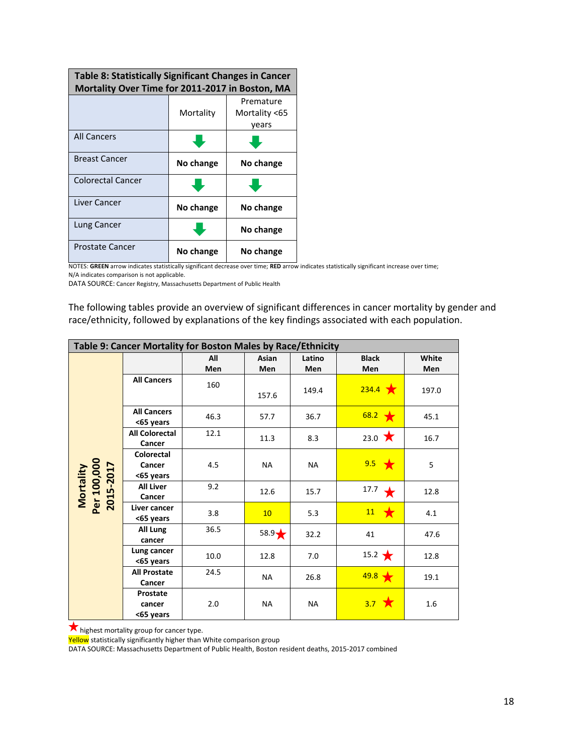**Table 8: Statistically Significant Changes in Cancer Mortality Over Time for 2011-2017 in Boston, MA**

| | Mortality | Premature Mortality <65 years |
|---|---|---|
| All Cancers | ⬇ | ⬇ |
| Breast Cancer | **No change** | **No change** |
| Colorectal Cancer | ⬇ | ⬇ |
| Liver Cancer | **No change** | **No change** |
| Lung Cancer | ⬇ | **No change** |
| Prostate Cancer | **No change** | **No change** |

NOTES: **GREEN** arrow indicates statistically significant decrease over time; **RED** arrow indicates statistically significant increase over time; N/A indicates comparison is not applicable.
DATA SOURCE: Cancer Registry, Massachusetts Department of Public Health

The following tables provide an overview of significant differences in cancer mortality by gender and race/ethnicity, followed by explanations of the key findings associated with each population.

**Table 9: Cancer Mortality for Boston Males by Race/Ethnicity**

| Mortality Per 100,000 2015-2017 | | All Men | Asian Men | Latino Men | Black Men | White Men |
|---|---|---|---|---|---|---|
| | **All Cancers** | 160 | 157.6 | 149.4 | 234.4 ★ | 197.0 |
| | **All Cancers <65 years** | 46.3 | 57.7 | 36.7 | 68.2 ★ | 45.1 |
| | **All Colorectal Cancer** | 12.1 | 11.3 | 8.3 | 23.0 ★ | 16.7 |
| | **Colorectal Cancer <65 years** | 4.5 | NA | NA | 9.5 ★ | 5 |
| | **All Liver Cancer** | 9.2 | 12.6 | 15.7 | 17.7 ★ | 12.8 |
| | **Liver cancer <65 years** | 3.8 | 10 | 5.3 | 11 ★ | 4.1 |
| | **All Lung cancer** | 36.5 | 58.9 ★ | 32.2 | 41 | 47.6 |
| | **Lung cancer <65 years** | 10.0 | 12.8 | 7.0 | 15.2 ★ | 12.8 |
| | **All Prostate Cancer** | 24.5 | NA | 26.8 | 49.8 ★ | 19.1 |
| | **Prostate cancer <65 years** | 2.0 | NA | NA | 3.7 ★ | 1.6 |

★ highest mortality group for cancer type.
Yellow statistically significantly higher than White comparison group
DATA SOURCE: Massachusetts Department of Public Health, Boston resident deaths, 2015-2017 combined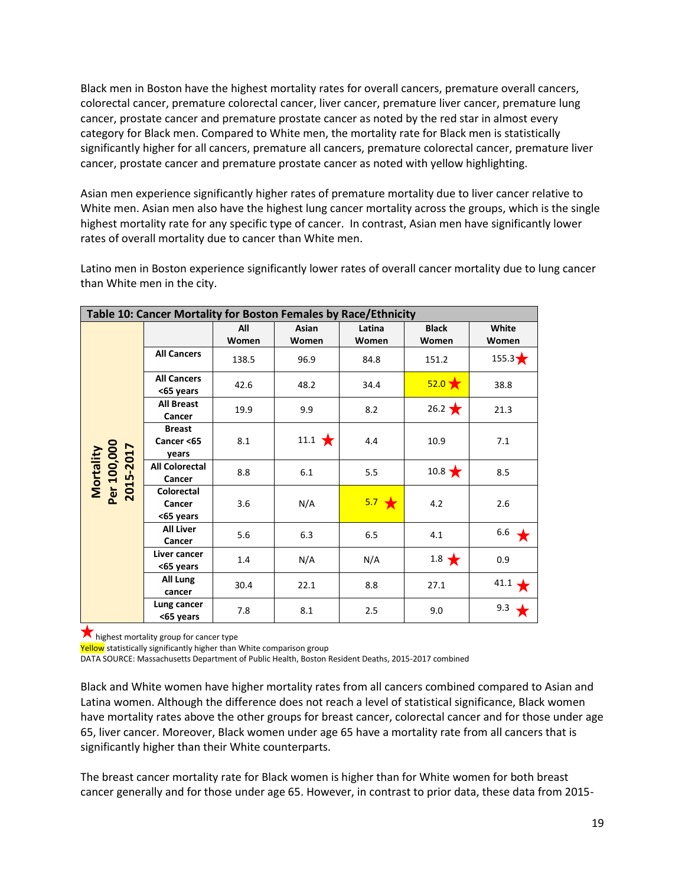Black men in Boston have the highest mortality rates for overall cancers, premature overall cancers, colorectal cancer, premature colorectal cancer, liver cancer, premature liver cancer, premature lung cancer, prostate cancer and premature prostate cancer as noted by the red star in almost every category for Black men. Compared to White men, the mortality rate for Black men is statistically significantly higher for all cancers, premature all cancers, premature colorectal cancer, premature liver cancer, prostate cancer and premature prostate cancer as noted with yellow highlighting.

Asian men experience significantly higher rates of premature mortality due to liver cancer relative to White men. Asian men also have the highest lung cancer mortality across the groups, which is the single highest mortality rate for any specific type of cancer. In contrast, Asian men have significantly lower rates of overall mortality due to cancer than White men.

Latino men in Boston experience significantly lower rates of overall cancer mortality due to lung cancer than White men in the city.

**Table 10: Cancer Mortality for Boston Females by Race/Ethnicity**

| | | All Women | Asian Women | Latina Women | Black Women | White Women |
|---|---|---|---|---|---|---|
| Mortality Per 100,000 2015-2017 | All Cancers | 138.5 | 96.9 | 84.8 | 151.2 | 155.3 ★ |
| | All Cancers <65 years | 42.6 | 48.2 | 34.4 | 52.0 ★ (yellow) | 38.8 |
| | All Breast Cancer | 19.9 | 9.9 | 8.2 | 26.2 ★ | 21.3 |
| | Breast Cancer <65 years | 8.1 | 11.1 ★ | 4.4 | 10.9 | 7.1 |
| | All Colorectal Cancer | 8.8 | 6.1 | 5.5 | 10.8 ★ | 8.5 |
| | Colorectal Cancer <65 years | 3.6 | N/A | 5.7 ★ (yellow) | 4.2 | 2.6 |
| | All Liver Cancer | 5.6 | 6.3 | 6.5 | 4.1 | 6.6 ★ |
| | Liver cancer <65 years | 1.4 | N/A | N/A | 1.8 ★ | 0.9 |
| | All Lung cancer | 30.4 | 22.1 | 8.8 | 27.1 | 41.1 ★ |
| | Lung cancer <65 years | 7.8 | 8.1 | 2.5 | 9.0 | 9.3 ★ |

★ highest mortality group for cancer type
Yellow statistically significantly higher than White comparison group
DATA SOURCE: Massachusetts Department of Public Health, Boston Resident Deaths, 2015-2017 combined

Black and White women have higher mortality rates from all cancers combined compared to Asian and Latina women. Although the difference does not reach a level of statistical significance, Black women have mortality rates above the other groups for breast cancer, colorectal cancer and for those under age 65, liver cancer. Moreover, Black women under age 65 have a mortality rate from all cancers that is significantly higher than their White counterparts.

The breast cancer mortality rate for Black women is higher than for White women for both breast cancer generally and for those under age 65. However, in contrast to prior data, these data from 2015-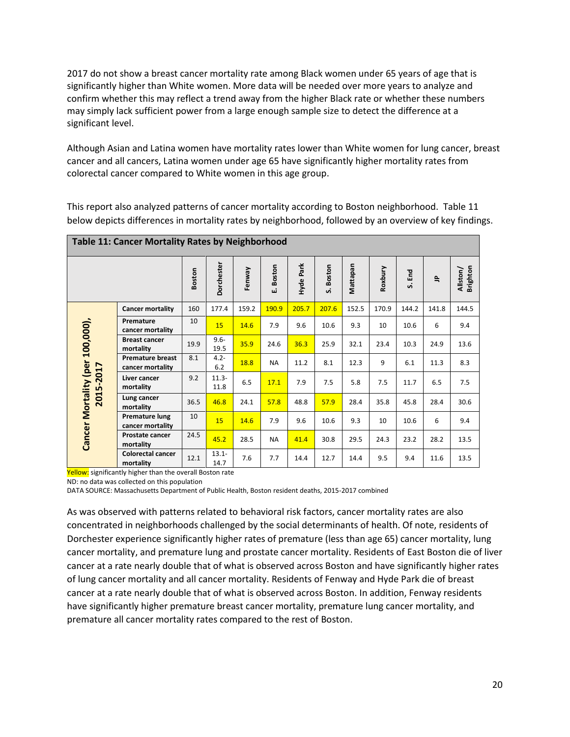2017 do not show a breast cancer mortality rate among Black women under 65 years of age that is significantly higher than White women. More data will be needed over more years to analyze and confirm whether this may reflect a trend away from the higher Black rate or whether these numbers may simply lack sufficient power from a large enough sample size to detect the difference at a significant level.

Although Asian and Latina women have mortality rates lower than White women for lung cancer, breast cancer and all cancers, Latina women under age 65 have significantly higher mortality rates from colorectal cancer compared to White women in this age group.

This report also analyzed patterns of cancer mortality according to Boston neighborhood. Table 11 below depicts differences in mortality rates by neighborhood, followed by an overview of key findings.

**Table 11: Cancer Mortality Rates by Neighborhood**

| | | Boston | Dorchester | Fenway | E. Boston | Hyde Park | S. Boston | Mattapan | Roxbury | S. End | JP | Allston/ Brighton |
|---|---|---|---|---|---|---|---|---|---|---|---|---|
| Cancer Mortality (per 100,000), 2015-2017 | Cancer mortality | 160 | 177.4 | 159.2 | 190.9 | 205.7 | 207.6 | 152.5 | 170.9 | 144.2 | 141.8 | 144.5 |
| | Premature cancer mortality | 10 | 15 | 14.6 | 7.9 | 9.6 | 10.6 | 9.3 | 10 | 10.6 | 6 | 9.4 |
| | Breast cancer mortality | 19.9 | 9.6-19.5 | 35.9 | 24.6 | 36.3 | 25.9 | 32.1 | 23.4 | 10.3 | 24.9 | 13.6 |
| | Premature breast cancer mortality | 8.1 | 4.2-6.2 | 18.8 | NA | 11.2 | 8.1 | 12.3 | 9 | 6.1 | 11.3 | 8.3 |
| | Liver cancer mortality | 9.2 | 11.3-11.8 | 6.5 | 17.1 | 7.9 | 7.5 | 5.8 | 7.5 | 11.7 | 6.5 | 7.5 |
| | Lung cancer mortality | 36.5 | 46.8 | 24.1 | 57.8 | 48.8 | 57.9 | 28.4 | 35.8 | 45.8 | 28.4 | 30.6 |
| | Premature lung cancer mortality | 10 | 15 | 14.6 | 7.9 | 9.6 | 10.6 | 9.3 | 10 | 10.6 | 6 | 9.4 |
| | Prostate cancer mortality | 24.5 | 45.2 | 28.5 | NA | 41.4 | 30.8 | 29.5 | 24.3 | 23.2 | 28.2 | 13.5 |
| | Colorectal cancer mortality | 12.1 | 13.1-14.7 | 7.6 | 7.7 | 14.4 | 12.7 | 14.4 | 9.5 | 9.4 | 11.6 | 13.5 |

Yellow: significantly higher than the overall Boston rate

ND: no data was collected on this population

DATA SOURCE: Massachusetts Department of Public Health, Boston resident deaths, 2015-2017 combined

As was observed with patterns related to behavioral risk factors, cancer mortality rates are also concentrated in neighborhoods challenged by the social determinants of health. Of note, residents of Dorchester experience significantly higher rates of premature (less than age 65) cancer mortality, lung cancer mortality, and premature lung and prostate cancer mortality. Residents of East Boston die of liver cancer at a rate nearly double that of what is observed across Boston and have significantly higher rates of lung cancer mortality and all cancer mortality. Residents of Fenway and Hyde Park die of breast cancer at a rate nearly double that of what is observed across Boston. In addition, Fenway residents have significantly higher premature breast cancer mortality, premature lung cancer mortality, and premature all cancer mortality rates compared to the rest of Boston.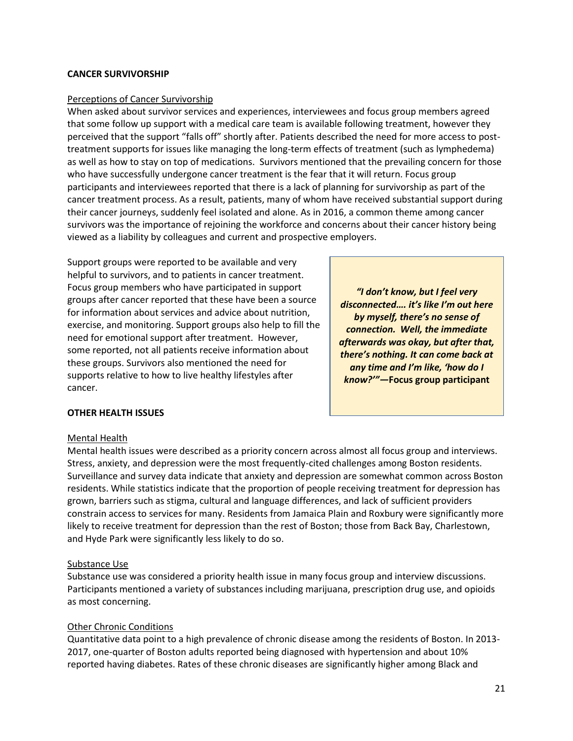## CANCER SURVIVORSHIP

### Perceptions of Cancer Survivorship

When asked about survivor services and experiences, interviewees and focus group members agreed that some follow up support with a medical care team is available following treatment, however they perceived that the support "falls off" shortly after. Patients described the need for more access to post-treatment supports for issues like managing the long-term effects of treatment (such as lymphedema) as well as how to stay on top of medications. Survivors mentioned that the prevailing concern for those who have successfully undergone cancer treatment is the fear that it will return. Focus group participants and interviewees reported that there is a lack of planning for survivorship as part of the cancer treatment process. As a result, patients, many of whom have received substantial support during their cancer journeys, suddenly feel isolated and alone. As in 2016, a common theme among cancer survivors was the importance of rejoining the workforce and concerns about their cancer history being viewed as a liability by colleagues and current and prospective employers.

Support groups were reported to be available and very helpful to survivors, and to patients in cancer treatment. Focus group members who have participated in support groups after cancer reported that these have been a source for information about services and advice about nutrition, exercise, and monitoring. Support groups also help to fill the need for emotional support after treatment. However, some reported, not all patients receive information about these groups. Survivors also mentioned the need for supports relative to how to live healthy lifestyles after cancer.

> ***"I don't know, but I feel very disconnected…. it's like I'm out here by myself, there's no sense of connection. Well, the immediate afterwards was okay, but after that, there's nothing. It can come back at any time and I'm like, 'how do I know?'"*—Focus group participant**

## OTHER HEALTH ISSUES

### Mental Health

Mental health issues were described as a priority concern across almost all focus group and interviews. Stress, anxiety, and depression were the most frequently-cited challenges among Boston residents. Surveillance and survey data indicate that anxiety and depression are somewhat common across Boston residents. While statistics indicate that the proportion of people receiving treatment for depression has grown, barriers such as stigma, cultural and language differences, and lack of sufficient providers constrain access to services for many. Residents from Jamaica Plain and Roxbury were significantly more likely to receive treatment for depression than the rest of Boston; those from Back Bay, Charlestown, and Hyde Park were significantly less likely to do so.

### Substance Use

Substance use was considered a priority health issue in many focus group and interview discussions. Participants mentioned a variety of substances including marijuana, prescription drug use, and opioids as most concerning.

### Other Chronic Conditions

Quantitative data point to a high prevalence of chronic disease among the residents of Boston. In 2013-2017, one-quarter of Boston adults reported being diagnosed with hypertension and about 10% reported having diabetes. Rates of these chronic diseases are significantly higher among Black and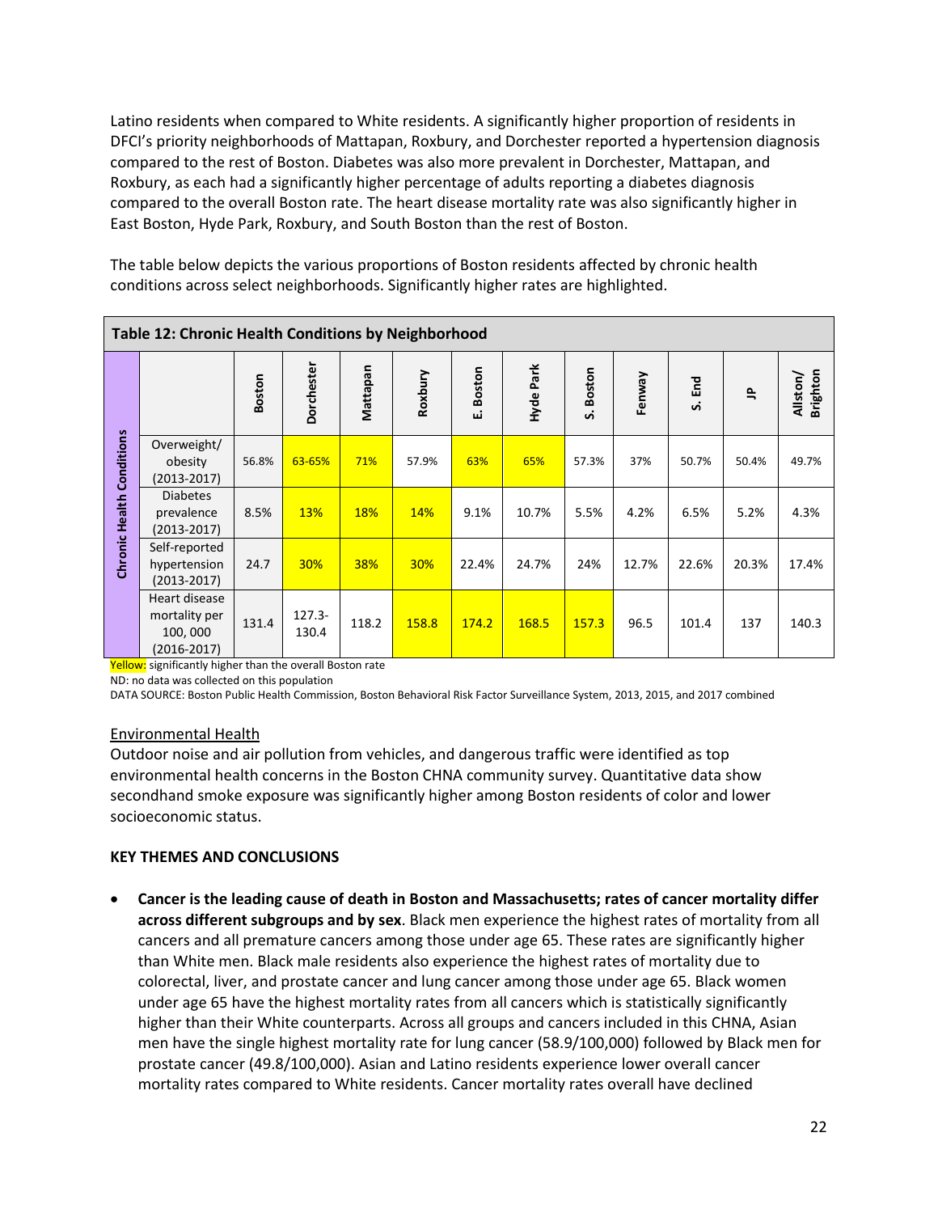Latino residents when compared to White residents. A significantly higher proportion of residents in DFCI's priority neighborhoods of Mattapan, Roxbury, and Dorchester reported a hypertension diagnosis compared to the rest of Boston. Diabetes was also more prevalent in Dorchester, Mattapan, and Roxbury, as each had a significantly higher percentage of adults reporting a diabetes diagnosis compared to the overall Boston rate. The heart disease mortality rate was also significantly higher in East Boston, Hyde Park, Roxbury, and South Boston than the rest of Boston.

The table below depicts the various proportions of Boston residents affected by chronic health conditions across select neighborhoods. Significantly higher rates are highlighted.

**Table 12: Chronic Health Conditions by Neighborhood**

| | | Boston | Dorchester | Mattapan | Roxbury | E. Boston | Hyde Park | S. Boston | Fenway | S. End | JP | Allston/ Brighton |
|---|---|---|---|---|---|---|---|---|---|---|---|---|
| Chronic Health Conditions | Overweight/ obesity (2013-2017) | 56.8% | 63-65% | 71% | 57.9% | 63% | 65% | 57.3% | 37% | 50.7% | 50.4% | 49.7% |
| | Diabetes prevalence (2013-2017) | 8.5% | 13% | 18% | 14% | 9.1% | 10.7% | 5.5% | 4.2% | 6.5% | 5.2% | 4.3% |
| | Self-reported hypertension (2013-2017) | 24.7 | 30% | 38% | 30% | 22.4% | 24.7% | 24% | 12.7% | 22.6% | 20.3% | 17.4% |
| | Heart disease mortality per 100, 000 (2016-2017) | 131.4 | 127.3-130.4 | 118.2 | 158.8 | 174.2 | 168.5 | 157.3 | 96.5 | 101.4 | 137 | 140.3 |

Yellow: significantly higher than the overall Boston rate

ND: no data was collected on this population

DATA SOURCE: Boston Public Health Commission, Boston Behavioral Risk Factor Surveillance System, 2013, 2015, and 2017 combined

## Environmental Health

Outdoor noise and air pollution from vehicles, and dangerous traffic were identified as top environmental health concerns in the Boston CHNA community survey. Quantitative data show secondhand smoke exposure was significantly higher among Boston residents of color and lower socioeconomic status.

## KEY THEMES AND CONCLUSIONS

- **Cancer is the leading cause of death in Boston and Massachusetts; rates of cancer mortality differ across different subgroups and by sex**. Black men experience the highest rates of mortality from all cancers and all premature cancers among those under age 65. These rates are significantly higher than White men. Black male residents also experience the highest rates of mortality due to colorectal, liver, and prostate cancer and lung cancer among those under age 65. Black women under age 65 have the highest mortality rates from all cancers which is statistically significantly higher than their White counterparts. Across all groups and cancers included in this CHNA, Asian men have the single highest mortality rate for lung cancer (58.9/100,000) followed by Black men for prostate cancer (49.8/100,000). Asian and Latino residents experience lower overall cancer mortality rates compared to White residents. Cancer mortality rates overall have declined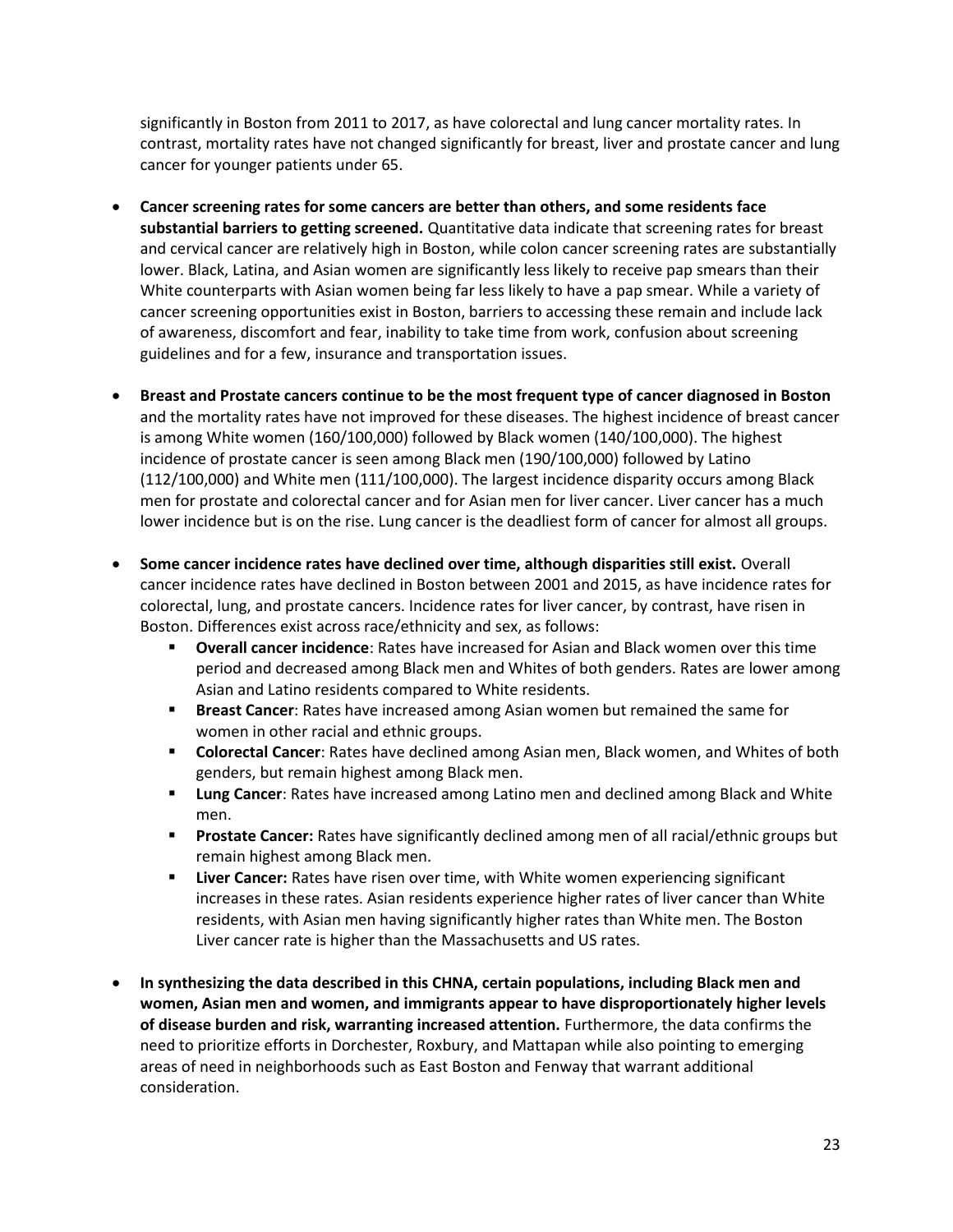significantly in Boston from 2011 to 2017, as have colorectal and lung cancer mortality rates. In contrast, mortality rates have not changed significantly for breast, liver and prostate cancer and lung cancer for younger patients under 65.

- **Cancer screening rates for some cancers are better than others, and some residents face substantial barriers to getting screened.** Quantitative data indicate that screening rates for breast and cervical cancer are relatively high in Boston, while colon cancer screening rates are substantially lower. Black, Latina, and Asian women are significantly less likely to receive pap smears than their White counterparts with Asian women being far less likely to have a pap smear. While a variety of cancer screening opportunities exist in Boston, barriers to accessing these remain and include lack of awareness, discomfort and fear, inability to take time from work, confusion about screening guidelines and for a few, insurance and transportation issues.

- **Breast and Prostate cancers continue to be the most frequent type of cancer diagnosed in Boston** and the mortality rates have not improved for these diseases. The highest incidence of breast cancer is among White women (160/100,000) followed by Black women (140/100,000). The highest incidence of prostate cancer is seen among Black men (190/100,000) followed by Latino (112/100,000) and White men (111/100,000). The largest incidence disparity occurs among Black men for prostate and colorectal cancer and for Asian men for liver cancer. Liver cancer has a much lower incidence but is on the rise. Lung cancer is the deadliest form of cancer for almost all groups.

- **Some cancer incidence rates have declined over time, although disparities still exist.** Overall cancer incidence rates have declined in Boston between 2001 and 2015, as have incidence rates for colorectal, lung, and prostate cancers. Incidence rates for liver cancer, by contrast, have risen in Boston. Differences exist across race/ethnicity and sex, as follows:
  - **Overall cancer incidence**: Rates have increased for Asian and Black women over this time period and decreased among Black men and Whites of both genders. Rates are lower among Asian and Latino residents compared to White residents.
  - **Breast Cancer**: Rates have increased among Asian women but remained the same for women in other racial and ethnic groups.
  - **Colorectal Cancer**: Rates have declined among Asian men, Black women, and Whites of both genders, but remain highest among Black men.
  - **Lung Cancer**: Rates have increased among Latino men and declined among Black and White men.
  - **Prostate Cancer:** Rates have significantly declined among men of all racial/ethnic groups but remain highest among Black men.
  - **Liver Cancer:** Rates have risen over time, with White women experiencing significant increases in these rates. Asian residents experience higher rates of liver cancer than White residents, with Asian men having significantly higher rates than White men. The Boston Liver cancer rate is higher than the Massachusetts and US rates.

- **In synthesizing the data described in this CHNA, certain populations, including Black men and women, Asian men and women, and immigrants appear to have disproportionately higher levels of disease burden and risk, warranting increased attention.** Furthermore, the data confirms the need to prioritize efforts in Dorchester, Roxbury, and Mattapan while also pointing to emerging areas of need in neighborhoods such as East Boston and Fenway that warrant additional consideration.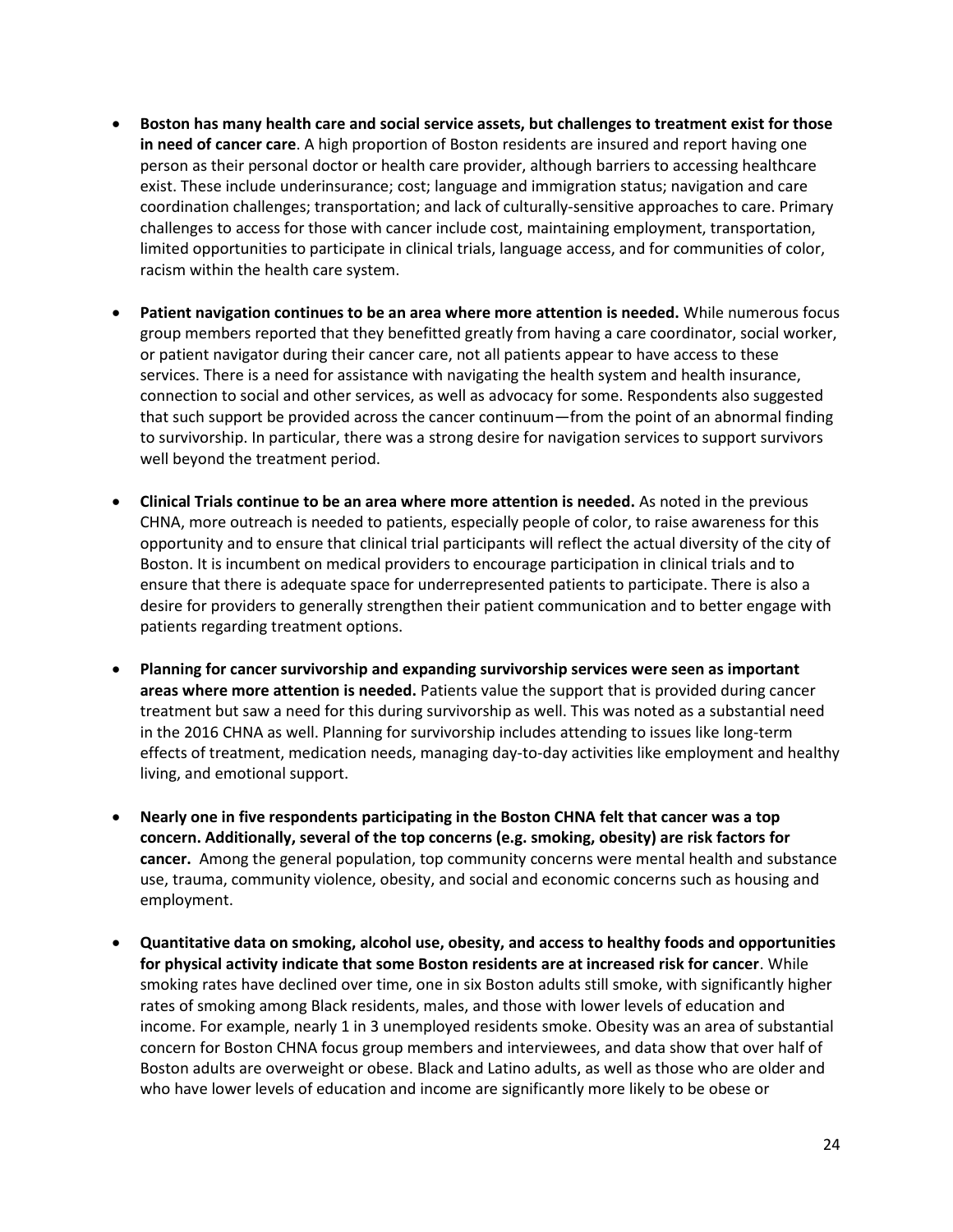- **Boston has many health care and social service assets, but challenges to treatment exist for those in need of cancer care**. A high proportion of Boston residents are insured and report having one person as their personal doctor or health care provider, although barriers to accessing healthcare exist. These include underinsurance; cost; language and immigration status; navigation and care coordination challenges; transportation; and lack of culturally-sensitive approaches to care. Primary challenges to access for those with cancer include cost, maintaining employment, transportation, limited opportunities to participate in clinical trials, language access, and for communities of color, racism within the health care system.

- **Patient navigation continues to be an area where more attention is needed.** While numerous focus group members reported that they benefitted greatly from having a care coordinator, social worker, or patient navigator during their cancer care, not all patients appear to have access to these services. There is a need for assistance with navigating the health system and health insurance, connection to social and other services, as well as advocacy for some. Respondents also suggested that such support be provided across the cancer continuum—from the point of an abnormal finding to survivorship. In particular, there was a strong desire for navigation services to support survivors well beyond the treatment period.

- **Clinical Trials continue to be an area where more attention is needed.** As noted in the previous CHNA, more outreach is needed to patients, especially people of color, to raise awareness for this opportunity and to ensure that clinical trial participants will reflect the actual diversity of the city of Boston. It is incumbent on medical providers to encourage participation in clinical trials and to ensure that there is adequate space for underrepresented patients to participate. There is also a desire for providers to generally strengthen their patient communication and to better engage with patients regarding treatment options.

- **Planning for cancer survivorship and expanding survivorship services were seen as important areas where more attention is needed.** Patients value the support that is provided during cancer treatment but saw a need for this during survivorship as well. This was noted as a substantial need in the 2016 CHNA as well. Planning for survivorship includes attending to issues like long-term effects of treatment, medication needs, managing day-to-day activities like employment and healthy living, and emotional support.

- **Nearly one in five respondents participating in the Boston CHNA felt that cancer was a top concern. Additionally, several of the top concerns (e.g. smoking, obesity) are risk factors for cancer.** Among the general population, top community concerns were mental health and substance use, trauma, community violence, obesity, and social and economic concerns such as housing and employment.

- **Quantitative data on smoking, alcohol use, obesity, and access to healthy foods and opportunities for physical activity indicate that some Boston residents are at increased risk for cancer**. While smoking rates have declined over time, one in six Boston adults still smoke, with significantly higher rates of smoking among Black residents, males, and those with lower levels of education and income. For example, nearly 1 in 3 unemployed residents smoke. Obesity was an area of substantial concern for Boston CHNA focus group members and interviewees, and data show that over half of Boston adults are overweight or obese. Black and Latino adults, as well as those who are older and who have lower levels of education and income are significantly more likely to be obese or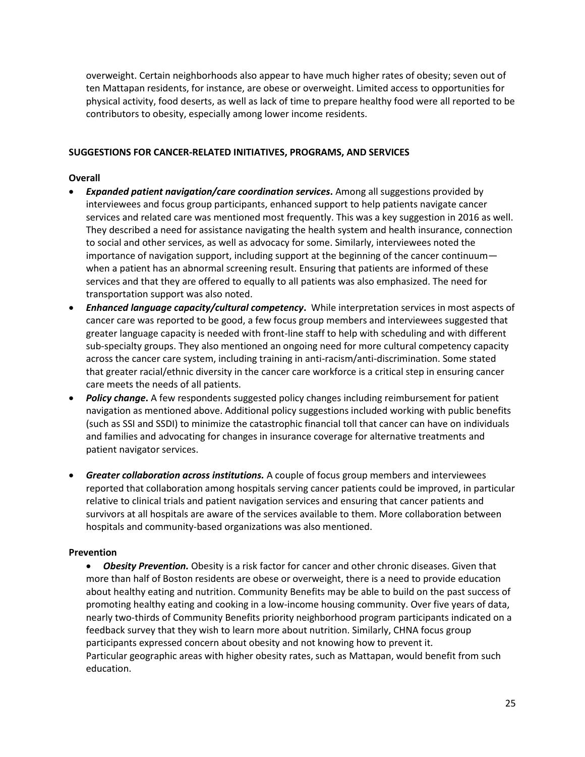overweight. Certain neighborhoods also appear to have much higher rates of obesity; seven out of ten Mattapan residents, for instance, are obese or overweight. Limited access to opportunities for physical activity, food deserts, as well as lack of time to prepare healthy food were all reported to be contributors to obesity, especially among lower income residents.

## SUGGESTIONS FOR CANCER-RELATED INITIATIVES, PROGRAMS, AND SERVICES

### Overall

- ***Expanded patient navigation/care coordination services*.** Among all suggestions provided by interviewees and focus group participants, enhanced support to help patients navigate cancer services and related care was mentioned most frequently. This was a key suggestion in 2016 as well. They described a need for assistance navigating the health system and health insurance, connection to social and other services, as well as advocacy for some. Similarly, interviewees noted the importance of navigation support, including support at the beginning of the cancer continuum—when a patient has an abnormal screening result. Ensuring that patients are informed of these services and that they are offered to equally to all patients was also emphasized. The need for transportation support was also noted.
- ***Enhanced language capacity/cultural competency*.** While interpretation services in most aspects of cancer care was reported to be good, a few focus group members and interviewees suggested that greater language capacity is needed with front-line staff to help with scheduling and with different sub-specialty groups. They also mentioned an ongoing need for more cultural competency capacity across the cancer care system, including training in anti-racism/anti-discrimination. Some stated that greater racial/ethnic diversity in the cancer care workforce is a critical step in ensuring cancer care meets the needs of all patients.
- ***Policy change*.** A few respondents suggested policy changes including reimbursement for patient navigation as mentioned above. Additional policy suggestions included working with public benefits (such as SSI and SSDI) to minimize the catastrophic financial toll that cancer can have on individuals and families and advocating for changes in insurance coverage for alternative treatments and patient navigator services.
- ***Greater collaboration across institutions.*** A couple of focus group members and interviewees reported that collaboration among hospitals serving cancer patients could be improved, in particular relative to clinical trials and patient navigation services and ensuring that cancer patients and survivors at all hospitals are aware of the services available to them. More collaboration between hospitals and community-based organizations was also mentioned.

### Prevention

- ***Obesity Prevention.*** Obesity is a risk factor for cancer and other chronic diseases. Given that more than half of Boston residents are obese or overweight, there is a need to provide education about healthy eating and nutrition. Community Benefits may be able to build on the past success of promoting healthy eating and cooking in a low-income housing community. Over five years of data, nearly two-thirds of Community Benefits priority neighborhood program participants indicated on a feedback survey that they wish to learn more about nutrition. Similarly, CHNA focus group participants expressed concern about obesity and not knowing how to prevent it.
  Particular geographic areas with higher obesity rates, such as Mattapan, would benefit from such education.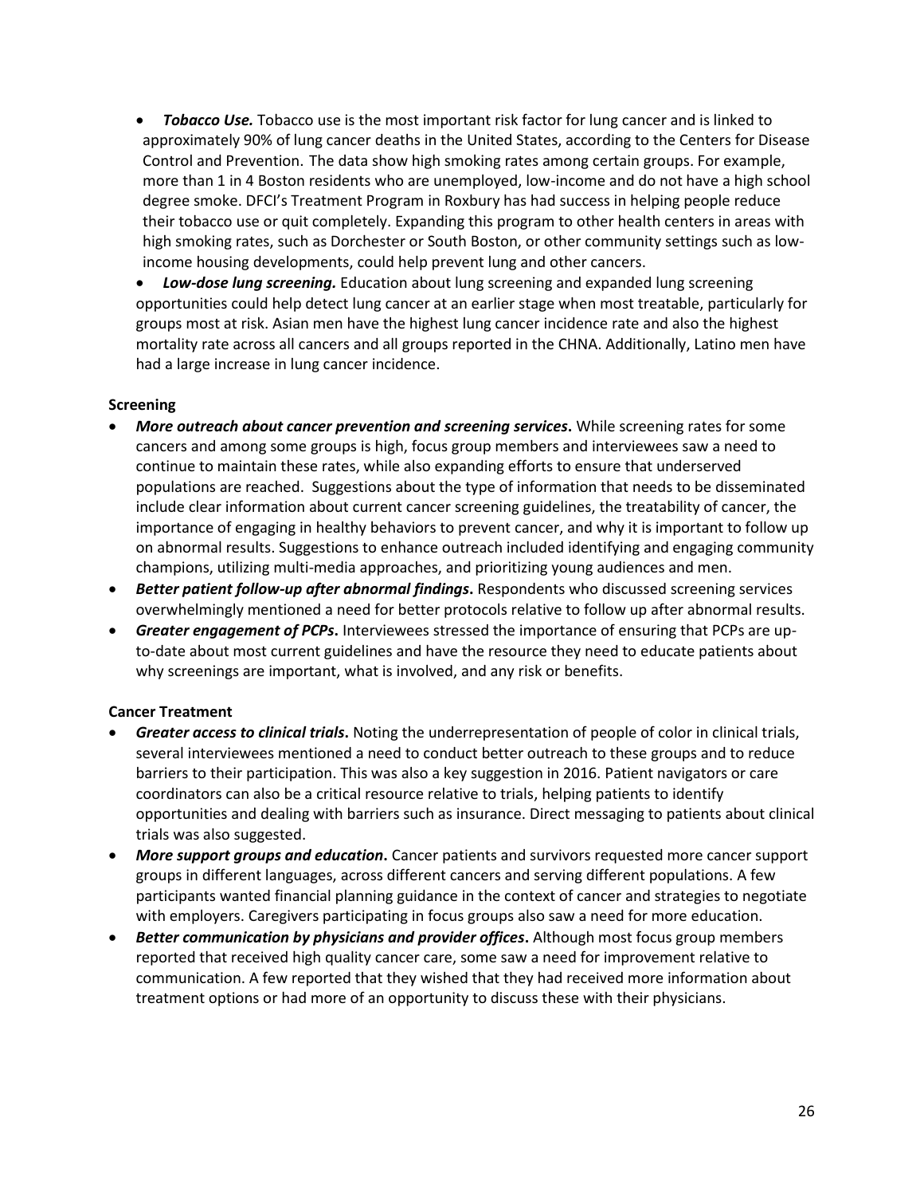- ***Tobacco Use.*** Tobacco use is the most important risk factor for lung cancer and is linked to approximately 90% of lung cancer deaths in the United States, according to the Centers for Disease Control and Prevention. The data show high smoking rates among certain groups. For example, more than 1 in 4 Boston residents who are unemployed, low-income and do not have a high school degree smoke. DFCI's Treatment Program in Roxbury has had success in helping people reduce their tobacco use or quit completely. Expanding this program to other health centers in areas with high smoking rates, such as Dorchester or South Boston, or other community settings such as low-income housing developments, could help prevent lung and other cancers.
- ***Low-dose lung screening.*** Education about lung screening and expanded lung screening opportunities could help detect lung cancer at an earlier stage when most treatable, particularly for groups most at risk. Asian men have the highest lung cancer incidence rate and also the highest mortality rate across all cancers and all groups reported in the CHNA. Additionally, Latino men have had a large increase in lung cancer incidence.

**Screening**

- ***More outreach about cancer prevention and screening services*.** While screening rates for some cancers and among some groups is high, focus group members and interviewees saw a need to continue to maintain these rates, while also expanding efforts to ensure that underserved populations are reached. Suggestions about the type of information that needs to be disseminated include clear information about current cancer screening guidelines, the treatability of cancer, the importance of engaging in healthy behaviors to prevent cancer, and why it is important to follow up on abnormal results. Suggestions to enhance outreach included identifying and engaging community champions, utilizing multi-media approaches, and prioritizing young audiences and men.
- ***Better patient follow-up after abnormal findings*.** Respondents who discussed screening services overwhelmingly mentioned a need for better protocols relative to follow up after abnormal results.
- ***Greater engagement of PCPs*.** Interviewees stressed the importance of ensuring that PCPs are up-to-date about most current guidelines and have the resource they need to educate patients about why screenings are important, what is involved, and any risk or benefits.

**Cancer Treatment**

- ***Greater access to clinical trials*.** Noting the underrepresentation of people of color in clinical trials, several interviewees mentioned a need to conduct better outreach to these groups and to reduce barriers to their participation. This was also a key suggestion in 2016. Patient navigators or care coordinators can also be a critical resource relative to trials, helping patients to identify opportunities and dealing with barriers such as insurance. Direct messaging to patients about clinical trials was also suggested.
- ***More support groups and education*.** Cancer patients and survivors requested more cancer support groups in different languages, across different cancers and serving different populations. A few participants wanted financial planning guidance in the context of cancer and strategies to negotiate with employers. Caregivers participating in focus groups also saw a need for more education.
- ***Better communication by physicians and provider offices*.** Although most focus group members reported that received high quality cancer care, some saw a need for improvement relative to communication. A few reported that they wished that they had received more information about treatment options or had more of an opportunity to discuss these with their physicians.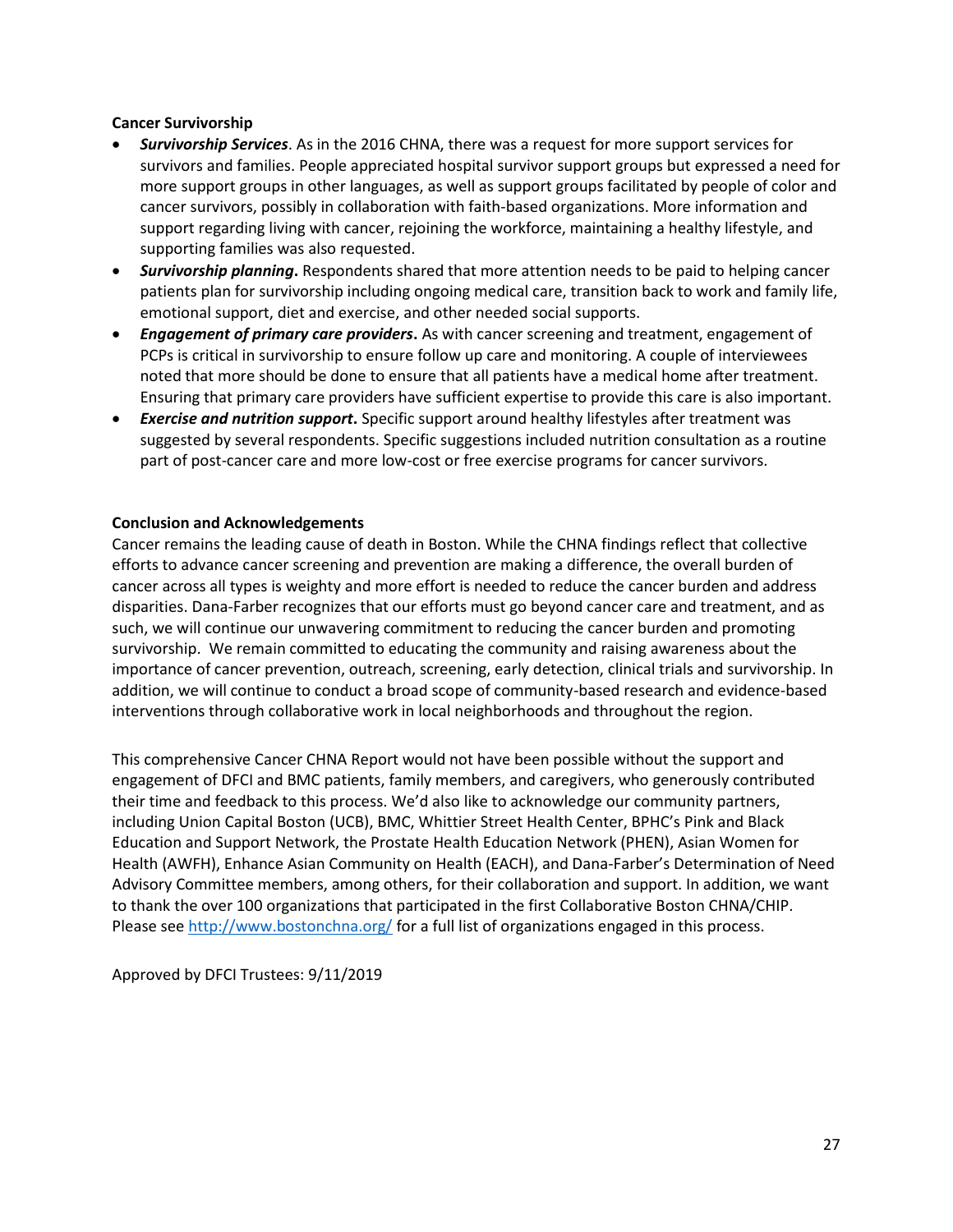**Cancer Survivorship**

- ***Survivorship Services***. As in the 2016 CHNA, there was a request for more support services for survivors and families. People appreciated hospital survivor support groups but expressed a need for more support groups in other languages, as well as support groups facilitated by people of color and cancer survivors, possibly in collaboration with faith-based organizations. More information and support regarding living with cancer, rejoining the workforce, maintaining a healthy lifestyle, and supporting families was also requested.
- ***Survivorship planning*****.** Respondents shared that more attention needs to be paid to helping cancer patients plan for survivorship including ongoing medical care, transition back to work and family life, emotional support, diet and exercise, and other needed social supports.
- ***Engagement of primary care providers*****.** As with cancer screening and treatment, engagement of PCPs is critical in survivorship to ensure follow up care and monitoring. A couple of interviewees noted that more should be done to ensure that all patients have a medical home after treatment. Ensuring that primary care providers have sufficient expertise to provide this care is also important.
- ***Exercise and nutrition support*****.** Specific support around healthy lifestyles after treatment was suggested by several respondents. Specific suggestions included nutrition consultation as a routine part of post-cancer care and more low-cost or free exercise programs for cancer survivors.

**Conclusion and Acknowledgements**

Cancer remains the leading cause of death in Boston. While the CHNA findings reflect that collective efforts to advance cancer screening and prevention are making a difference, the overall burden of cancer across all types is weighty and more effort is needed to reduce the cancer burden and address disparities. Dana-Farber recognizes that our efforts must go beyond cancer care and treatment, and as such, we will continue our unwavering commitment to reducing the cancer burden and promoting survivorship. We remain committed to educating the community and raising awareness about the importance of cancer prevention, outreach, screening, early detection, clinical trials and survivorship. In addition, we will continue to conduct a broad scope of community-based research and evidence-based interventions through collaborative work in local neighborhoods and throughout the region.

This comprehensive Cancer CHNA Report would not have been possible without the support and engagement of DFCI and BMC patients, family members, and caregivers, who generously contributed their time and feedback to this process. We'd also like to acknowledge our community partners, including Union Capital Boston (UCB), BMC, Whittier Street Health Center, BPHC's Pink and Black Education and Support Network, the Prostate Health Education Network (PHEN), Asian Women for Health (AWFH), Enhance Asian Community on Health (EACH), and Dana-Farber's Determination of Need Advisory Committee members, among others, for their collaboration and support. In addition, we want to thank the over 100 organizations that participated in the first Collaborative Boston CHNA/CHIP. Please see http://www.bostonchna.org/ for a full list of organizations engaged in this process.

Approved by DFCI Trustees: 9/11/2019